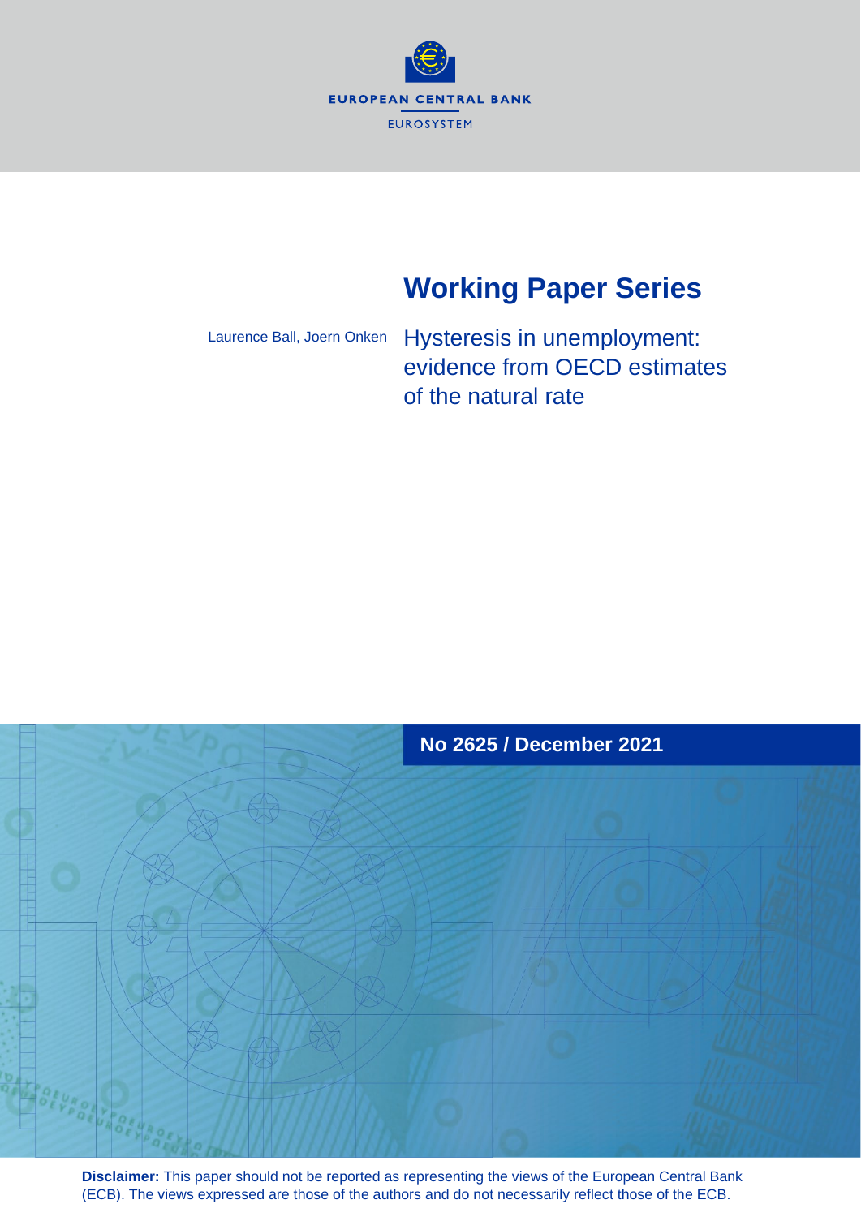EUROPEAN CENTRAL BANK

EUROSYSTEM

# Working Paper Series

Laurence Ball, Joern Onken

## Hysteresis in unemployment: evidence from OECD estimates of the natural rate

**No 2625 / December 2021**

**Disclaimer:** This paper should not be reported as representing the views of the European Central Bank (ECB). The views expressed are those of the authors and do not necessarily reflect those of the ECB.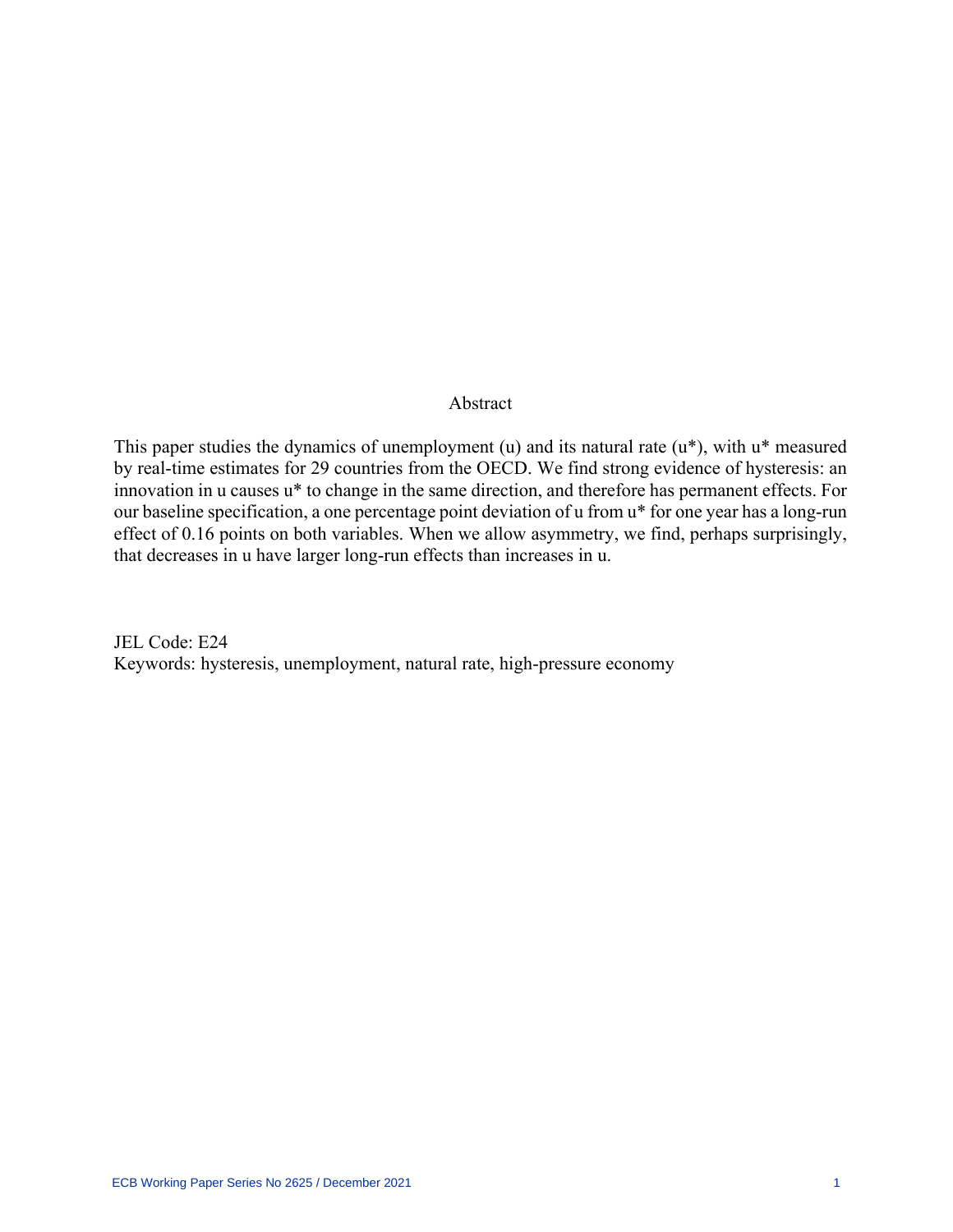## Abstract

This paper studies the dynamics of unemployment (u) and its natural rate (u*), with u* measured by real-time estimates for 29 countries from the OECD. We find strong evidence of hysteresis: an innovation in u causes u* to change in the same direction, and therefore has permanent effects. For our baseline specification, a one percentage point deviation of u from u* for one year has a long-run effect of 0.16 points on both variables. When we allow asymmetry, we find, perhaps surprisingly, that decreases in u have larger long-run effects than increases in u.

JEL Code: E24

Keywords: hysteresis, unemployment, natural rate, high-pressure economy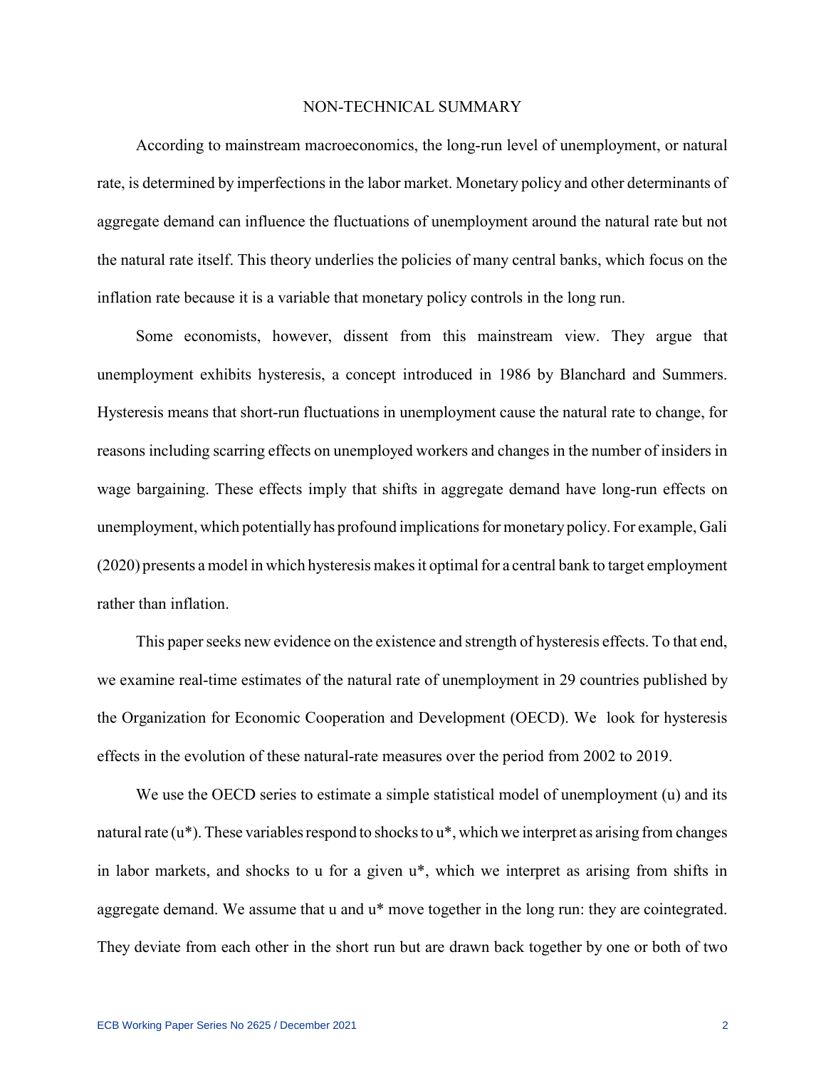# NON-TECHNICAL SUMMARY

According to mainstream macroeconomics, the long-run level of unemployment, or natural rate, is determined by imperfections in the labor market. Monetary policy and other determinants of aggregate demand can influence the fluctuations of unemployment around the natural rate but not the natural rate itself. This theory underlies the policies of many central banks, which focus on the inflation rate because it is a variable that monetary policy controls in the long run.

Some economists, however, dissent from this mainstream view. They argue that unemployment exhibits hysteresis, a concept introduced in 1986 by Blanchard and Summers. Hysteresis means that short-run fluctuations in unemployment cause the natural rate to change, for reasons including scarring effects on unemployed workers and changes in the number of insiders in wage bargaining. These effects imply that shifts in aggregate demand have long-run effects on unemployment, which potentially has profound implications for monetary policy. For example, Gali (2020) presents a model in which hysteresis makes it optimal for a central bank to target employment rather than inflation.

This paper seeks new evidence on the existence and strength of hysteresis effects. To that end, we examine real-time estimates of the natural rate of unemployment in 29 countries published by the Organization for Economic Cooperation and Development (OECD). We look for hysteresis effects in the evolution of these natural-rate measures over the period from 2002 to 2019.

We use the OECD series to estimate a simple statistical model of unemployment (u) and its natural rate (u*). These variables respond to shocks to u*, which we interpret as arising from changes in labor markets, and shocks to u for a given u*, which we interpret as arising from shifts in aggregate demand. We assume that u and u* move together in the long run: they are cointegrated. They deviate from each other in the short run but are drawn back together by one or both of two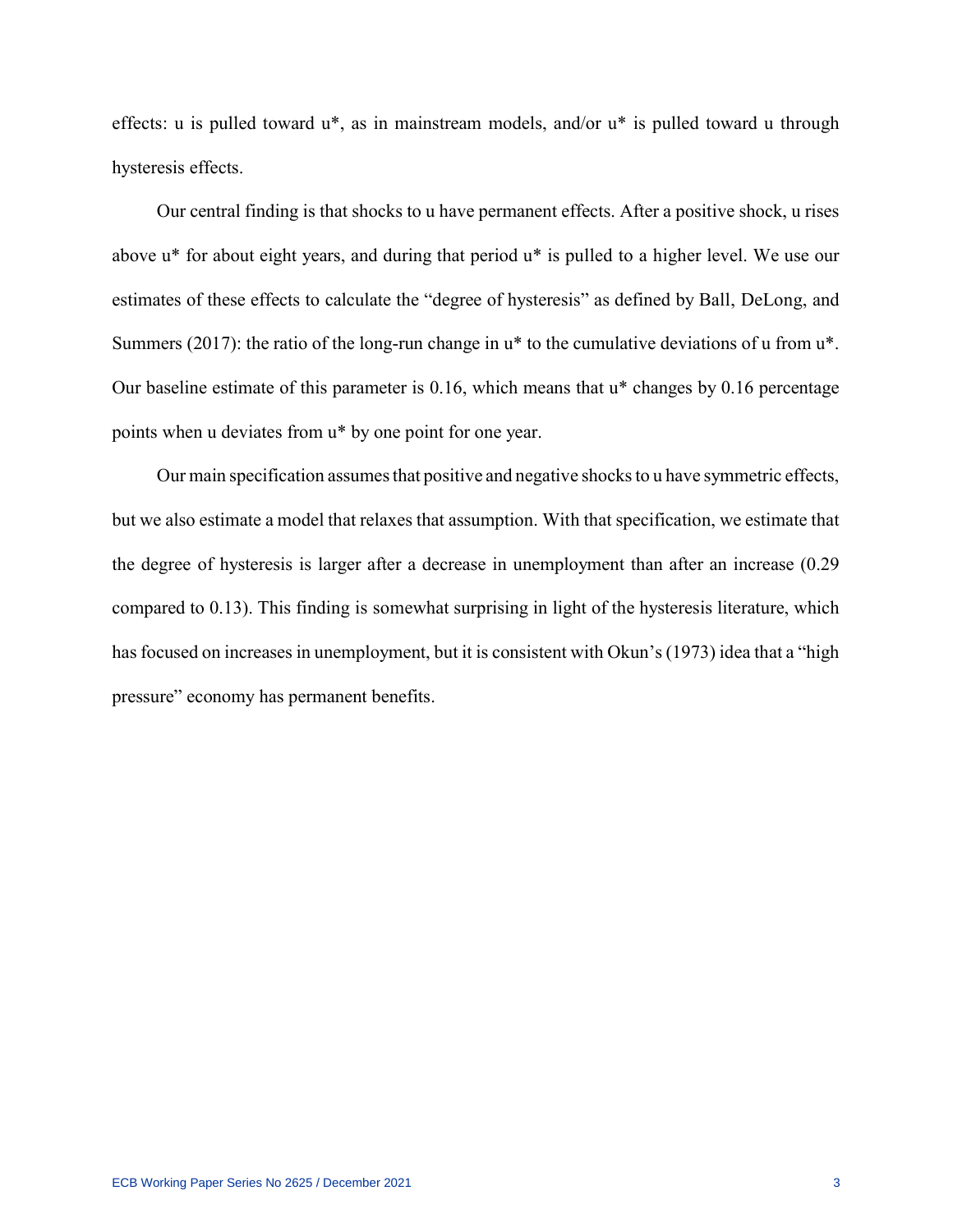effects: u is pulled toward u*, as in mainstream models, and/or u* is pulled toward u through hysteresis effects.

Our central finding is that shocks to u have permanent effects. After a positive shock, u rises above u* for about eight years, and during that period u* is pulled to a higher level. We use our estimates of these effects to calculate the "degree of hysteresis" as defined by Ball, DeLong, and Summers (2017): the ratio of the long-run change in u* to the cumulative deviations of u from u*. Our baseline estimate of this parameter is 0.16, which means that u* changes by 0.16 percentage points when u deviates from u* by one point for one year.

Our main specification assumes that positive and negative shocks to u have symmetric effects, but we also estimate a model that relaxes that assumption. With that specification, we estimate that the degree of hysteresis is larger after a decrease in unemployment than after an increase (0.29 compared to 0.13). This finding is somewhat surprising in light of the hysteresis literature, which has focused on increases in unemployment, but it is consistent with Okun's (1973) idea that a "high pressure" economy has permanent benefits.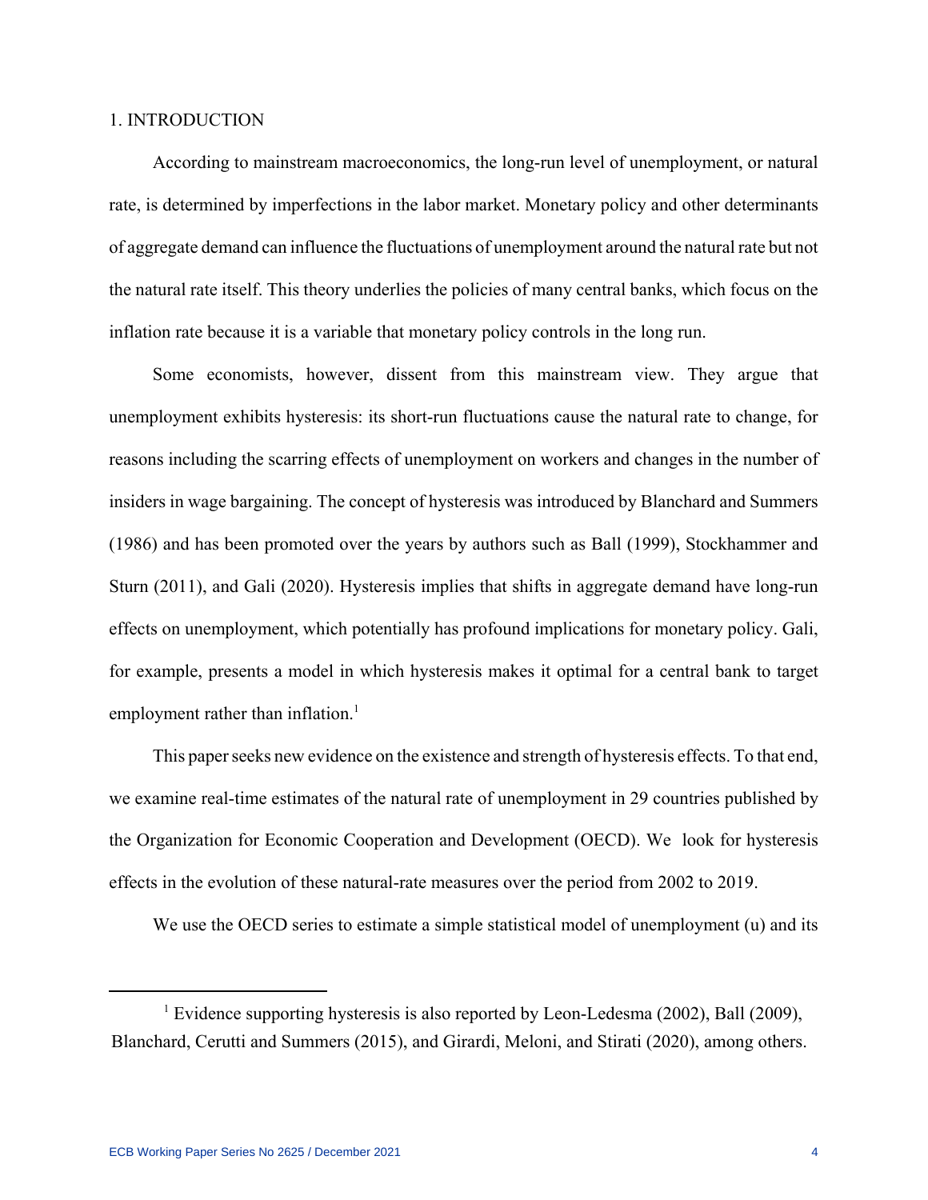## 1. INTRODUCTION

According to mainstream macroeconomics, the long-run level of unemployment, or natural rate, is determined by imperfections in the labor market. Monetary policy and other determinants of aggregate demand can influence the fluctuations of unemployment around the natural rate but not the natural rate itself. This theory underlies the policies of many central banks, which focus on the inflation rate because it is a variable that monetary policy controls in the long run.

Some economists, however, dissent from this mainstream view. They argue that unemployment exhibits hysteresis: its short-run fluctuations cause the natural rate to change, for reasons including the scarring effects of unemployment on workers and changes in the number of insiders in wage bargaining. The concept of hysteresis was introduced by Blanchard and Summers (1986) and has been promoted over the years by authors such as Ball (1999), Stockhammer and Sturn (2011), and Gali (2020). Hysteresis implies that shifts in aggregate demand have long-run effects on unemployment, which potentially has profound implications for monetary policy. Gali, for example, presents a model in which hysteresis makes it optimal for a central bank to target employment rather than inflation.[1]

This paper seeks new evidence on the existence and strength of hysteresis effects. To that end, we examine real-time estimates of the natural rate of unemployment in 29 countries published by the Organization for Economic Cooperation and Development (OECD). We look for hysteresis effects in the evolution of these natural-rate measures over the period from 2002 to 2019.

We use the OECD series to estimate a simple statistical model of unemployment (u) and its

---

[1] Evidence supporting hysteresis is also reported by Leon-Ledesma (2002), Ball (2009), Blanchard, Cerutti and Summers (2015), and Girardi, Meloni, and Stirati (2020), among others.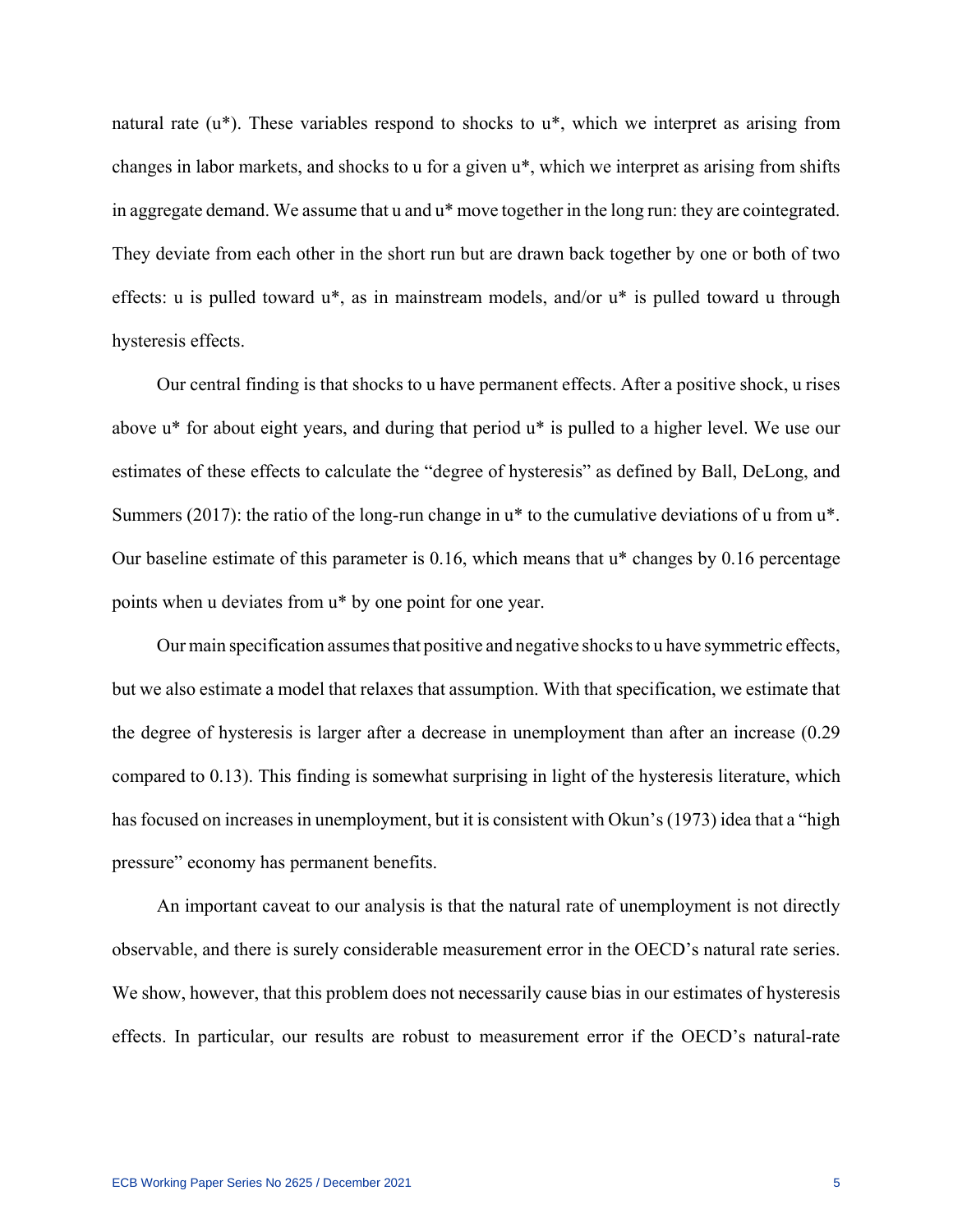natural rate (u*). These variables respond to shocks to u*, which we interpret as arising from changes in labor markets, and shocks to u for a given u*, which we interpret as arising from shifts in aggregate demand. We assume that u and u* move together in the long run: they are cointegrated. They deviate from each other in the short run but are drawn back together by one or both of two effects: u is pulled toward u*, as in mainstream models, and/or u* is pulled toward u through hysteresis effects.

Our central finding is that shocks to u have permanent effects. After a positive shock, u rises above u* for about eight years, and during that period u* is pulled to a higher level. We use our estimates of these effects to calculate the "degree of hysteresis" as defined by Ball, DeLong, and Summers (2017): the ratio of the long-run change in u* to the cumulative deviations of u from u*. Our baseline estimate of this parameter is 0.16, which means that u* changes by 0.16 percentage points when u deviates from u* by one point for one year.

Our main specification assumes that positive and negative shocks to u have symmetric effects, but we also estimate a model that relaxes that assumption. With that specification, we estimate that the degree of hysteresis is larger after a decrease in unemployment than after an increase (0.29 compared to 0.13). This finding is somewhat surprising in light of the hysteresis literature, which has focused on increases in unemployment, but it is consistent with Okun's (1973) idea that a "high pressure" economy has permanent benefits.

An important caveat to our analysis is that the natural rate of unemployment is not directly observable, and there is surely considerable measurement error in the OECD's natural rate series. We show, however, that this problem does not necessarily cause bias in our estimates of hysteresis effects. In particular, our results are robust to measurement error if the OECD's natural-rate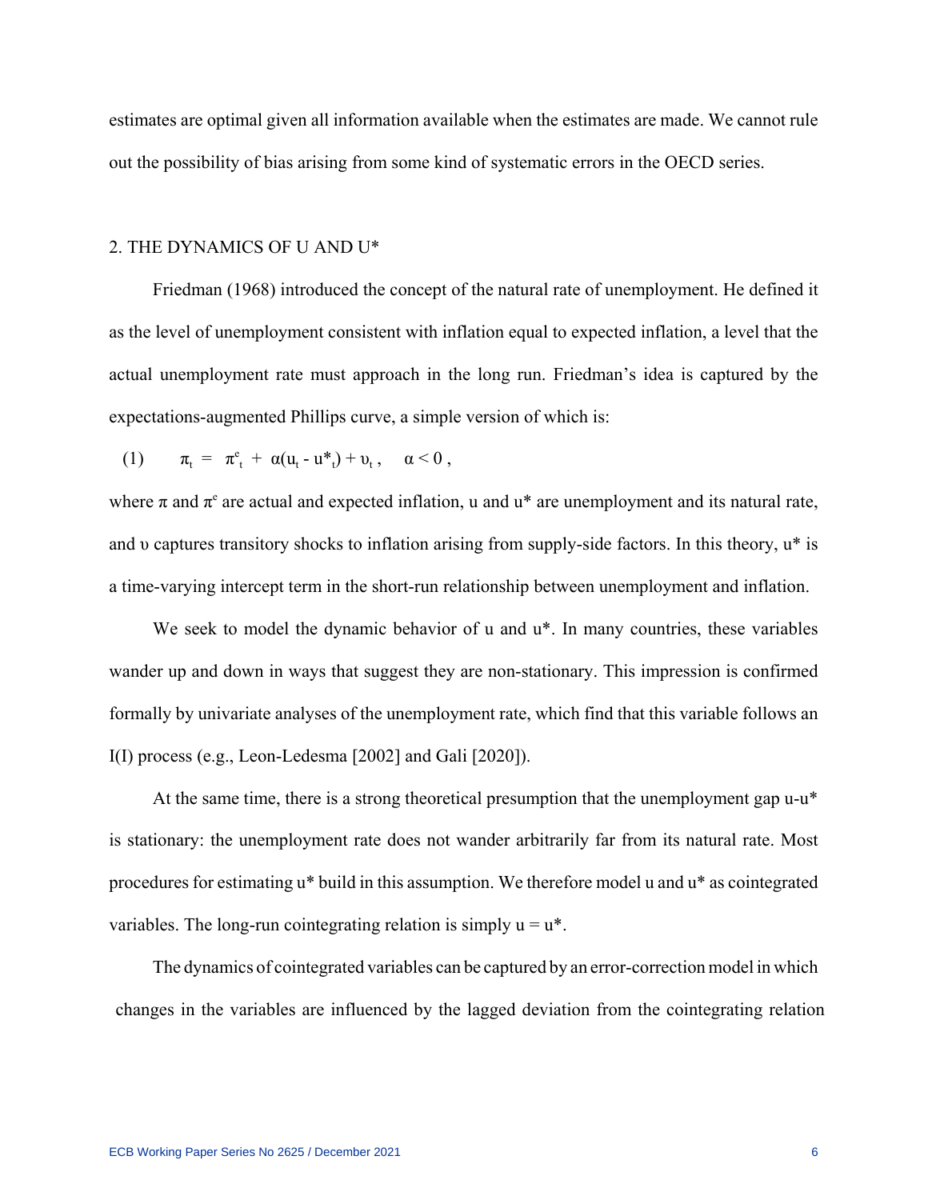estimates are optimal given all information available when the estimates are made. We cannot rule out the possibility of bias arising from some kind of systematic errors in the OECD series.

## 2. THE DYNAMICS OF U AND U*

Friedman (1968) introduced the concept of the natural rate of unemployment. He defined it as the level of unemployment consistent with inflation equal to expected inflation, a level that the actual unemployment rate must approach in the long run. Friedman's idea is captured by the expectations-augmented Phillips curve, a simple version of which is:

$$(1) \qquad \pi_t = \pi^e_t + \alpha(u_t - u^*_t) + \upsilon_t, \quad \alpha < 0,$$

where $\pi$ and $\pi^e$ are actual and expected inflation, u and u* are unemployment and its natural rate, and $\upsilon$ captures transitory shocks to inflation arising from supply-side factors. In this theory, u* is a time-varying intercept term in the short-run relationship between unemployment and inflation.

We seek to model the dynamic behavior of u and u*. In many countries, these variables wander up and down in ways that suggest they are non-stationary. This impression is confirmed formally by univariate analyses of the unemployment rate, which find that this variable follows an I(I) process (e.g., Leon-Ledesma [2002] and Gali [2020]).

At the same time, there is a strong theoretical presumption that the unemployment gap u-u* is stationary: the unemployment rate does not wander arbitrarily far from its natural rate. Most procedures for estimating u* build in this assumption. We therefore model u and u* as cointegrated variables. The long-run cointegrating relation is simply u = u*.

The dynamics of cointegrated variables can be captured by an error-correction model in which changes in the variables are influenced by the lagged deviation from the cointegrating relation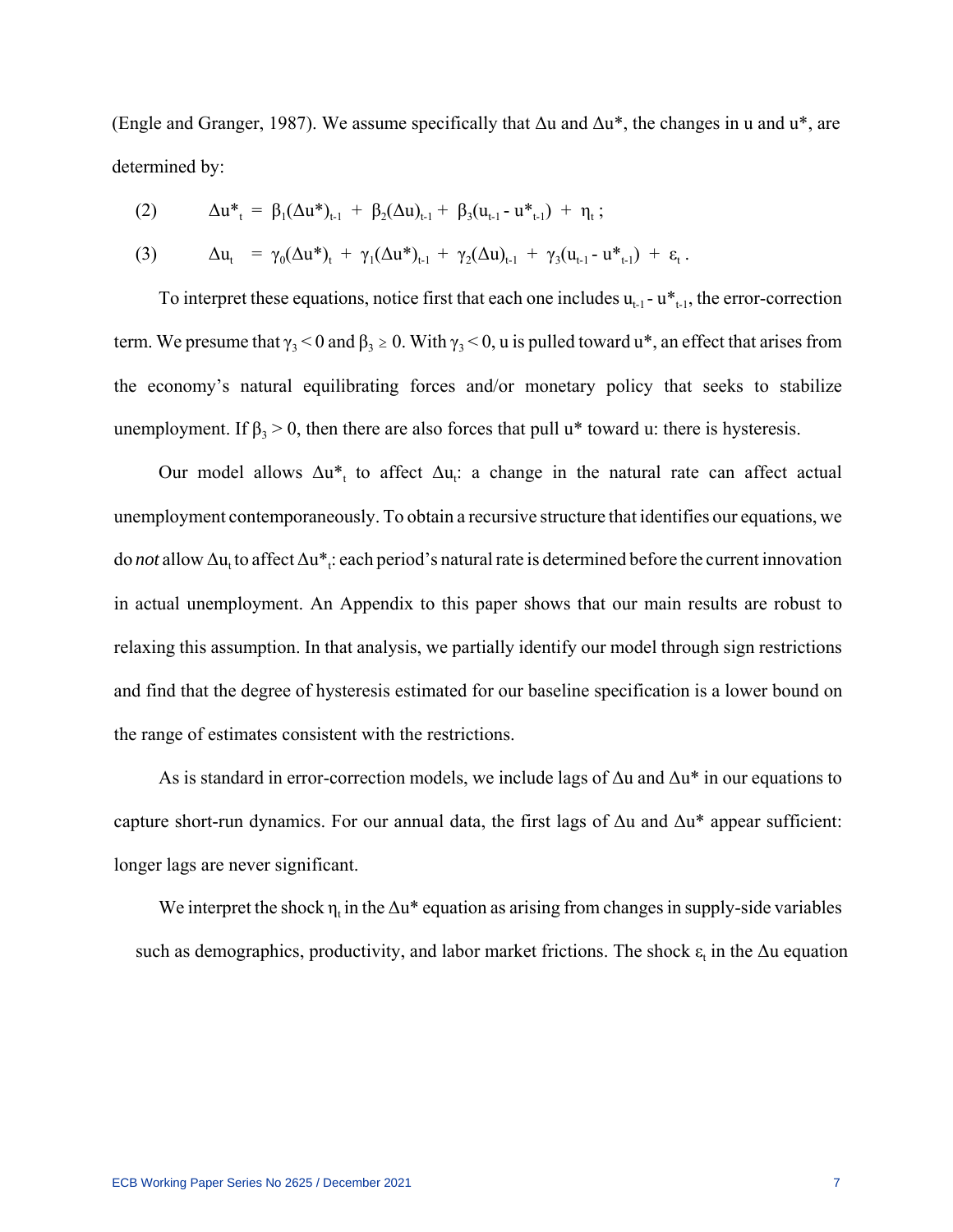(Engle and Granger, 1987). We assume specifically that $\Delta u$ and $\Delta u^*$, the changes in u and u*, are determined by:

$$(2) \qquad \Delta u^*_t = \beta_1(\Delta u^*)_{t-1} + \beta_2(\Delta u)_{t-1} + \beta_3(u_{t-1} - u^*_{t-1}) + \eta_t \, ;$$

$$(3) \qquad \Delta u_t = \gamma_0(\Delta u^*)_t + \gamma_1(\Delta u^*)_{t-1} + \gamma_2(\Delta u)_{t-1} + \gamma_3(u_{t-1} - u^*_{t-1}) + \varepsilon_t \, .$$

To interpret these equations, notice first that each one includes $u_{t-1} - u^*_{t-1}$, the error-correction term. We presume that $\gamma_3 < 0$ and $\beta_3 \geq 0$. With $\gamma_3 < 0$, u is pulled toward u*, an effect that arises from the economy's natural equilibrating forces and/or monetary policy that seeks to stabilize unemployment. If $\beta_3 > 0$, then there are also forces that pull u* toward u: there is hysteresis.

Our model allows $\Delta u^*_t$ to affect $\Delta u_t$: a change in the natural rate can affect actual unemployment contemporaneously. To obtain a recursive structure that identifies our equations, we do *not* allow $\Delta u_t$ to affect $\Delta u^*_t$: each period's natural rate is determined before the current innovation in actual unemployment. An Appendix to this paper shows that our main results are robust to relaxing this assumption. In that analysis, we partially identify our model through sign restrictions and find that the degree of hysteresis estimated for our baseline specification is a lower bound on the range of estimates consistent with the restrictions.

As is standard in error-correction models, we include lags of $\Delta u$ and $\Delta u^*$ in our equations to capture short-run dynamics. For our annual data, the first lags of $\Delta u$ and $\Delta u^*$ appear sufficient: longer lags are never significant.

We interpret the shock $\eta_t$ in the $\Delta u^*$ equation as arising from changes in supply-side variables such as demographics, productivity, and labor market frictions. The shock $\varepsilon_t$ in the $\Delta u$ equation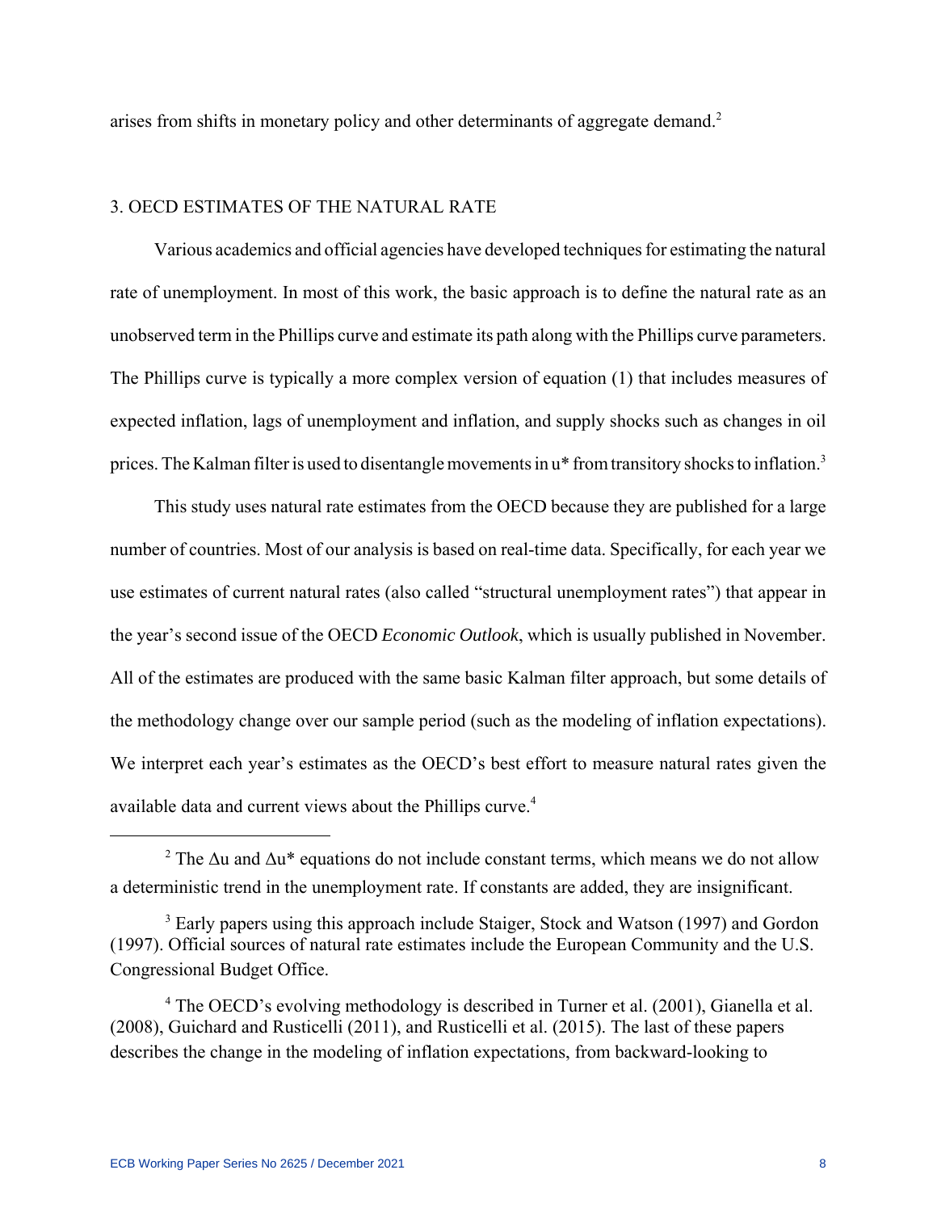arises from shifts in monetary policy and other determinants of aggregate demand.[2]

## 3. OECD ESTIMATES OF THE NATURAL RATE

Various academics and official agencies have developed techniques for estimating the natural rate of unemployment. In most of this work, the basic approach is to define the natural rate as an unobserved term in the Phillips curve and estimate its path along with the Phillips curve parameters. The Phillips curve is typically a more complex version of equation (1) that includes measures of expected inflation, lags of unemployment and inflation, and supply shocks such as changes in oil prices. The Kalman filter is used to disentangle movements in $u^*$ from transitory shocks to inflation.[3]

This study uses natural rate estimates from the OECD because they are published for a large number of countries. Most of our analysis is based on real-time data. Specifically, for each year we use estimates of current natural rates (also called "structural unemployment rates") that appear in the year's second issue of the OECD *Economic Outlook*, which is usually published in November. All of the estimates are produced with the same basic Kalman filter approach, but some details of the methodology change over our sample period (such as the modeling of inflation expectations). We interpret each year's estimates as the OECD's best effort to measure natural rates given the available data and current views about the Phillips curve.[4]

---

[2] The $\Delta u$ and $\Delta u^*$ equations do not include constant terms, which means we do not allow a deterministic trend in the unemployment rate. If constants are added, they are insignificant.

[3] Early papers using this approach include Staiger, Stock and Watson (1997) and Gordon (1997). Official sources of natural rate estimates include the European Community and the U.S. Congressional Budget Office.

[4] The OECD's evolving methodology is described in Turner et al. (2001), Gianella et al. (2008), Guichard and Rusticelli (2011), and Rusticelli et al. (2015). The last of these papers describes the change in the modeling of inflation expectations, from backward-looking to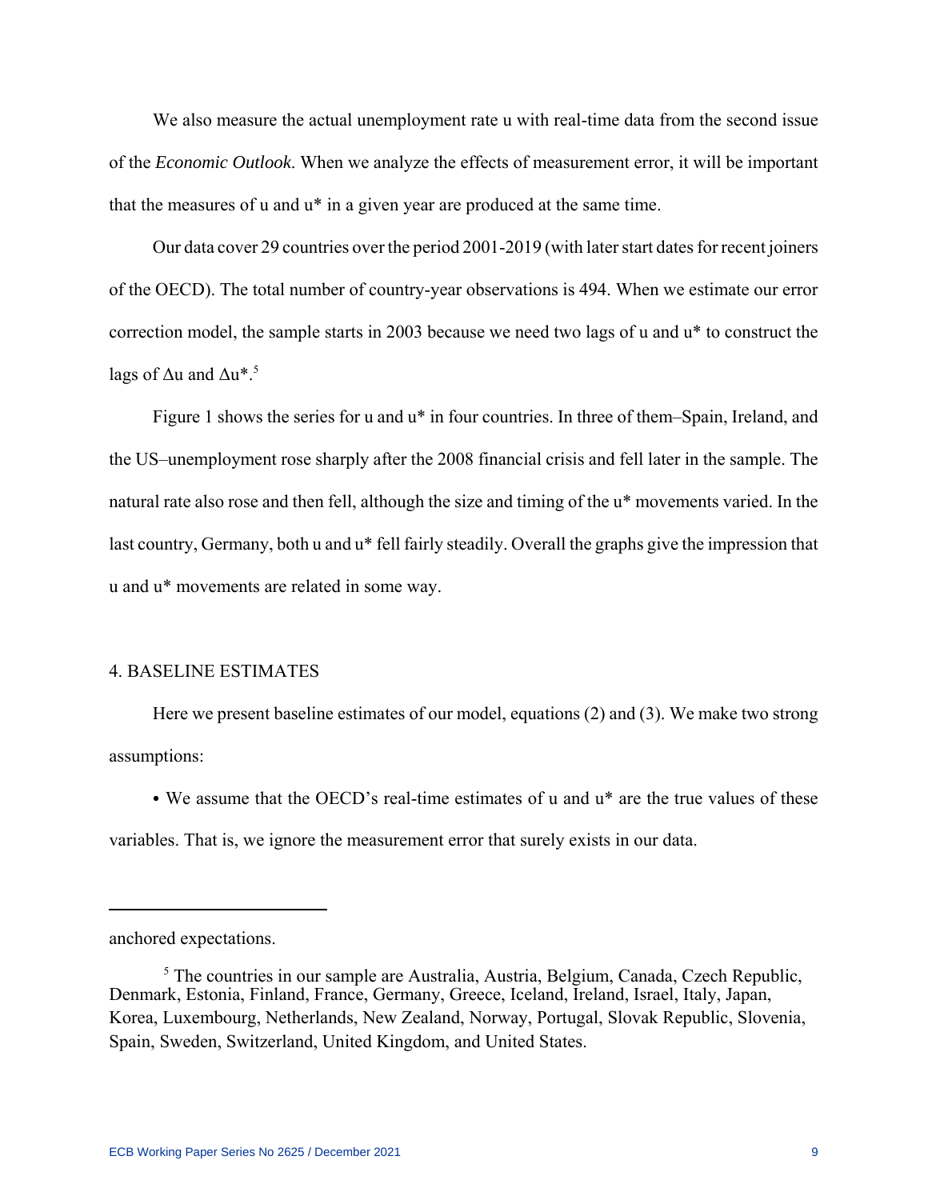We also measure the actual unemployment rate u with real-time data from the second issue of the *Economic Outlook*. When we analyze the effects of measurement error, it will be important that the measures of u and u* in a given year are produced at the same time.

Our data cover 29 countries over the period 2001-2019 (with later start dates for recent joiners of the OECD). The total number of country-year observations is 494. When we estimate our error correction model, the sample starts in 2003 because we need two lags of u and u* to construct the lags of Δu and Δu*.[5]

Figure 1 shows the series for u and u* in four countries. In three of them–Spain, Ireland, and the US–unemployment rose sharply after the 2008 financial crisis and fell later in the sample. The natural rate also rose and then fell, although the size and timing of the u* movements varied. In the last country, Germany, both u and u* fell fairly steadily. Overall the graphs give the impression that u and u* movements are related in some way.

## 4. BASELINE ESTIMATES

Here we present baseline estimates of our model, equations (2) and (3). We make two strong assumptions:

- We assume that the OECD's real-time estimates of u and u* are the true values of these variables. That is, we ignore the measurement error that surely exists in our data.

---

anchored expectations.

[5] The countries in our sample are Australia, Austria, Belgium, Canada, Czech Republic, Denmark, Estonia, Finland, France, Germany, Greece, Iceland, Ireland, Israel, Italy, Japan, Korea, Luxembourg, Netherlands, New Zealand, Norway, Portugal, Slovak Republic, Slovenia, Spain, Sweden, Switzerland, United Kingdom, and United States.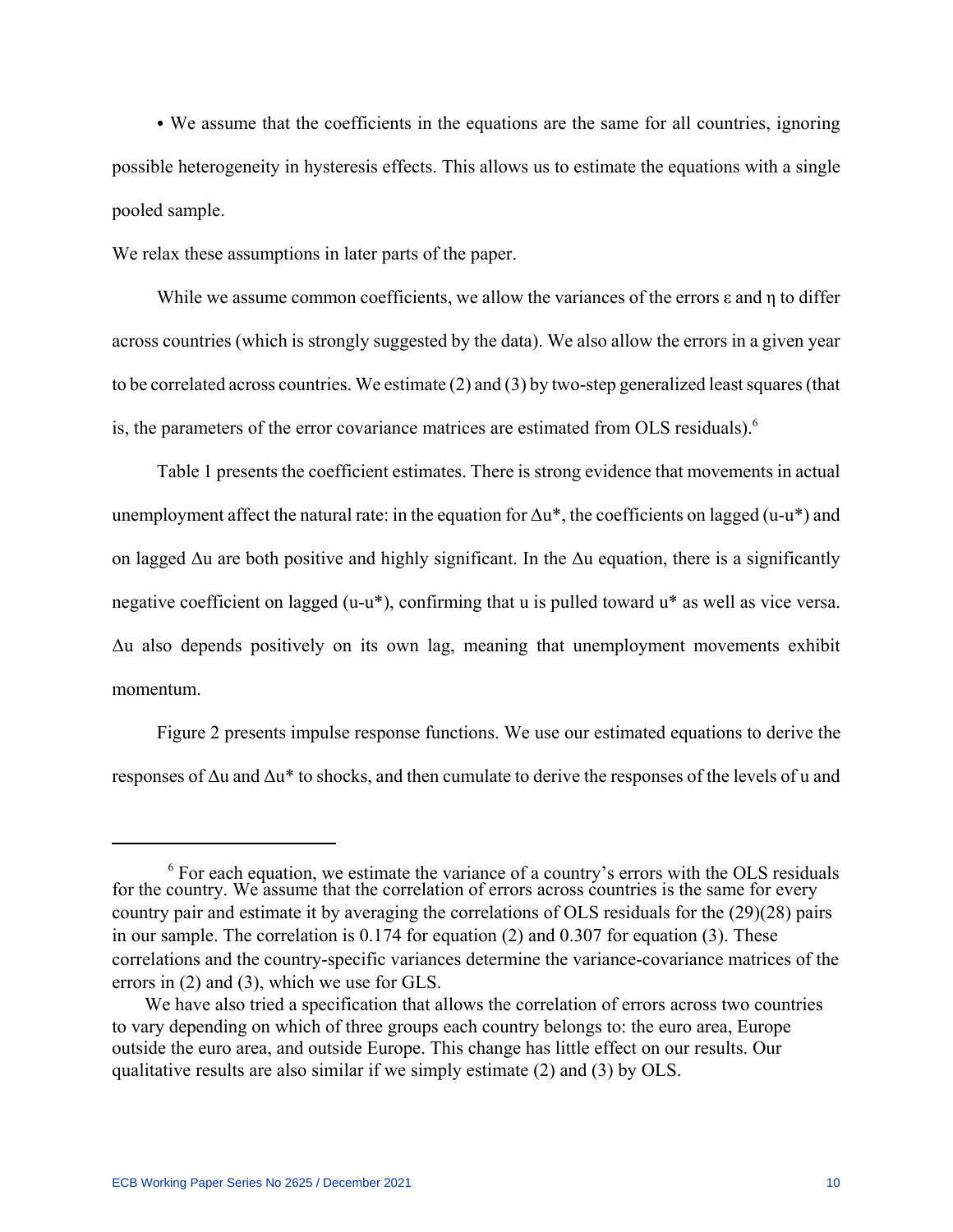• We assume that the coefficients in the equations are the same for all countries, ignoring possible heterogeneity in hysteresis effects. This allows us to estimate the equations with a single pooled sample.

We relax these assumptions in later parts of the paper.

While we assume common coefficients, we allow the variances of the errors ε and η to differ across countries (which is strongly suggested by the data). We also allow the errors in a given year to be correlated across countries. We estimate (2) and (3) by two-step generalized least squares (that is, the parameters of the error covariance matrices are estimated from OLS residuals).[6]

Table 1 presents the coefficient estimates. There is strong evidence that movements in actual unemployment affect the natural rate: in the equation for $\Delta u^*$, the coefficients on lagged $(u-u^*)$ and on lagged $\Delta u$ are both positive and highly significant. In the $\Delta u$ equation, there is a significantly negative coefficient on lagged $(u-u^*)$, confirming that u is pulled toward u* as well as vice versa. $\Delta u$ also depends positively on its own lag, meaning that unemployment movements exhibit momentum.

Figure 2 presents impulse response functions. We use our estimated equations to derive the responses of $\Delta u$ and $\Delta u^*$ to shocks, and then cumulate to derive the responses of the levels of u and

---

[6] For each equation, we estimate the variance of a country's errors with the OLS residuals for the country. We assume that the correlation of errors across countries is the same for every country pair and estimate it by averaging the correlations of OLS residuals for the (29)(28) pairs in our sample. The correlation is 0.174 for equation (2) and 0.307 for equation (3). These correlations and the country-specific variances determine the variance-covariance matrices of the errors in (2) and (3), which we use for GLS.

We have also tried a specification that allows the correlation of errors across two countries to vary depending on which of three groups each country belongs to: the euro area, Europe outside the euro area, and outside Europe. This change has little effect on our results. Our qualitative results are also similar if we simply estimate (2) and (3) by OLS.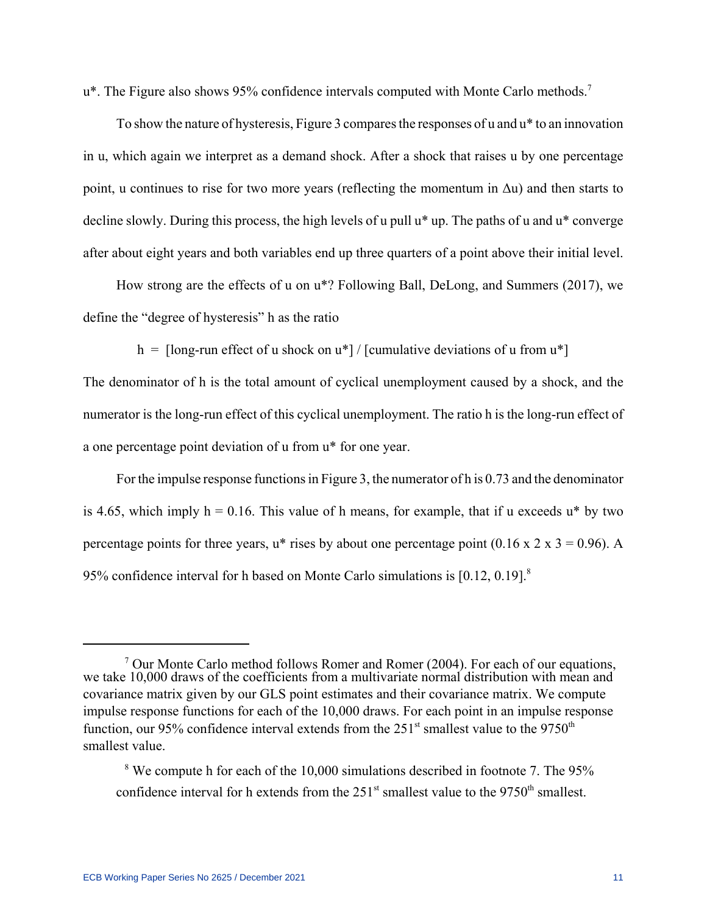u*. The Figure also shows 95% confidence intervals computed with Monte Carlo methods.[7]

To show the nature of hysteresis, Figure 3 compares the responses of u and u* to an innovation in u, which again we interpret as a demand shock. After a shock that raises u by one percentage point, u continues to rise for two more years (reflecting the momentum in Δu) and then starts to decline slowly. During this process, the high levels of u pull u* up. The paths of u and u* converge after about eight years and both variables end up three quarters of a point above their initial level.

How strong are the effects of u on u*? Following Ball, DeLong, and Summers (2017), we define the "degree of hysteresis" h as the ratio

$$h = [\text{long-run effect of u shock on u*}] / [\text{cumulative deviations of u from u*}]$$

The denominator of h is the total amount of cyclical unemployment caused by a shock, and the numerator is the long-run effect of this cyclical unemployment. The ratio h is the long-run effect of a one percentage point deviation of u from u* for one year.

For the impulse response functions in Figure 3, the numerator of h is 0.73 and the denominator is 4.65, which imply h = 0.16. This value of h means, for example, that if u exceeds u* by two percentage points for three years, u* rises by about one percentage point ($0.16 \times 2 \times 3 = 0.96$). A 95% confidence interval for h based on Monte Carlo simulations is [0.12, 0.19].[8]

---

[7] Our Monte Carlo method follows Romer and Romer (2004). For each of our equations, we take 10,000 draws of the coefficients from a multivariate normal distribution with mean and covariance matrix given by our GLS point estimates and their covariance matrix. We compute impulse response functions for each of the 10,000 draws. For each point in an impulse response function, our 95% confidence interval extends from the 251st smallest value to the 9750th smallest value.

[8] We compute h for each of the 10,000 simulations described in footnote 7. The 95% confidence interval for h extends from the 251st smallest value to the 9750th smallest.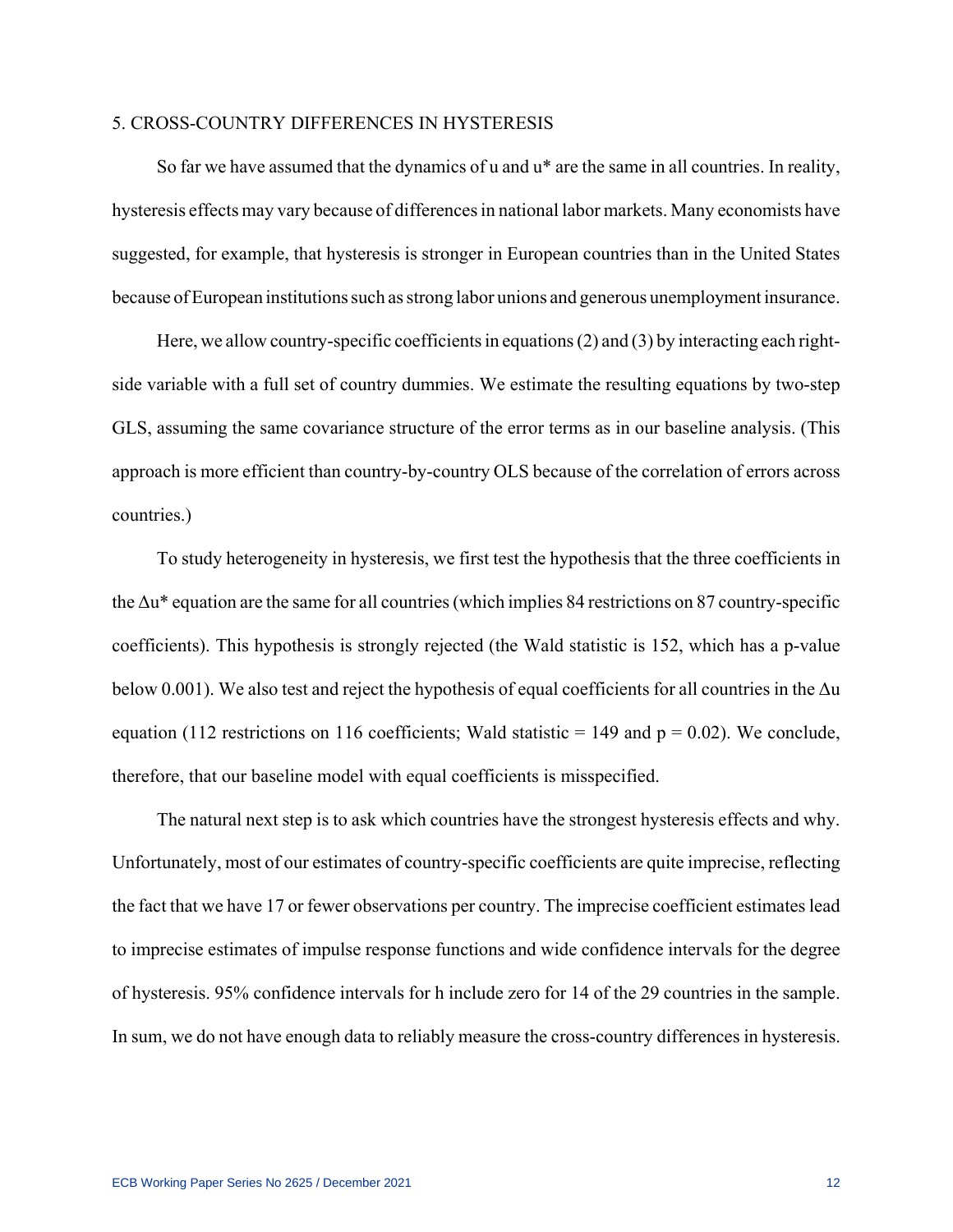## 5. CROSS-COUNTRY DIFFERENCES IN HYSTERESIS

So far we have assumed that the dynamics of u and u* are the same in all countries. In reality, hysteresis effects may vary because of differences in national labor markets. Many economists have suggested, for example, that hysteresis is stronger in European countries than in the United States because of European institutions such as strong labor unions and generous unemployment insurance.

Here, we allow country-specific coefficients in equations (2) and (3) by interacting each right-side variable with a full set of country dummies. We estimate the resulting equations by two-step GLS, assuming the same covariance structure of the error terms as in our baseline analysis. (This approach is more efficient than country-by-country OLS because of the correlation of errors across countries.)

To study heterogeneity in hysteresis, we first test the hypothesis that the three coefficients in the $\Delta u^*$ equation are the same for all countries (which implies 84 restrictions on 87 country-specific coefficients). This hypothesis is strongly rejected (the Wald statistic is 152, which has a p-value below 0.001). We also test and reject the hypothesis of equal coefficients for all countries in the $\Delta u$ equation (112 restrictions on 116 coefficients; Wald statistic = 149 and p = 0.02). We conclude, therefore, that our baseline model with equal coefficients is misspecified.

The natural next step is to ask which countries have the strongest hysteresis effects and why. Unfortunately, most of our estimates of country-specific coefficients are quite imprecise, reflecting the fact that we have 17 or fewer observations per country. The imprecise coefficient estimates lead to imprecise estimates of impulse response functions and wide confidence intervals for the degree of hysteresis. 95% confidence intervals for h include zero for 14 of the 29 countries in the sample. In sum, we do not have enough data to reliably measure the cross-country differences in hysteresis.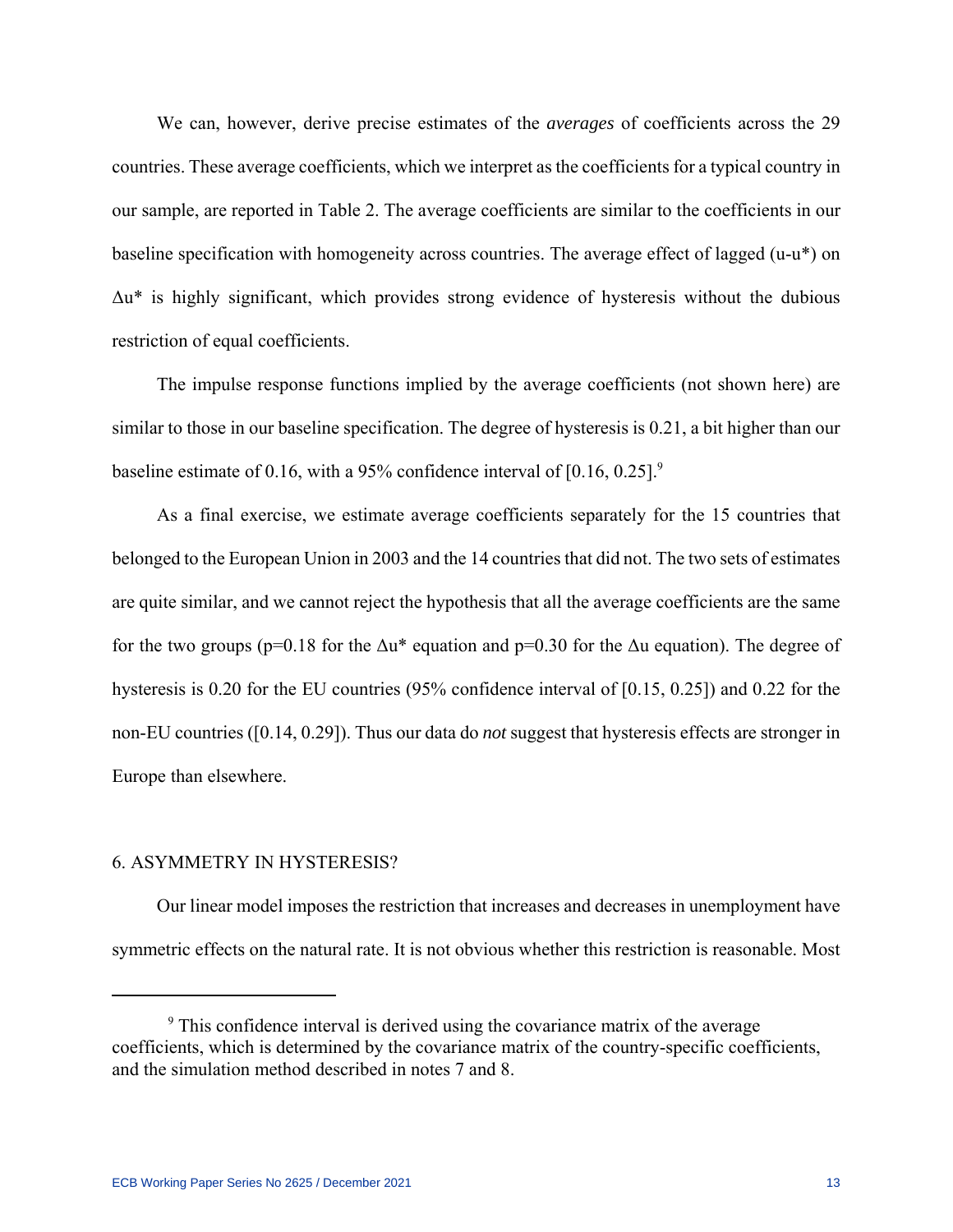We can, however, derive precise estimates of the *averages* of coefficients across the 29 countries. These average coefficients, which we interpret as the coefficients for a typical country in our sample, are reported in Table 2. The average coefficients are similar to the coefficients in our baseline specification with homogeneity across countries. The average effect of lagged ($u$-$u^*$) on $\Delta u^*$ is highly significant, which provides strong evidence of hysteresis without the dubious restriction of equal coefficients.

The impulse response functions implied by the average coefficients (not shown here) are similar to those in our baseline specification. The degree of hysteresis is 0.21, a bit higher than our baseline estimate of 0.16, with a 95% confidence interval of [0.16, 0.25].[9]

As a final exercise, we estimate average coefficients separately for the 15 countries that belonged to the European Union in 2003 and the 14 countries that did not. The two sets of estimates are quite similar, and we cannot reject the hypothesis that all the average coefficients are the same for the two groups ($p$=0.18 for the $\Delta u^*$ equation and $p$=0.30 for the $\Delta u$ equation). The degree of hysteresis is 0.20 for the EU countries (95% confidence interval of [0.15, 0.25]) and 0.22 for the non-EU countries ([0.14, 0.29]). Thus our data do *not* suggest that hysteresis effects are stronger in Europe than elsewhere.

## 6. ASYMMETRY IN HYSTERESIS?

Our linear model imposes the restriction that increases and decreases in unemployment have symmetric effects on the natural rate. It is not obvious whether this restriction is reasonable. Most

---

[9] This confidence interval is derived using the covariance matrix of the average coefficients, which is determined by the covariance matrix of the country-specific coefficients, and the simulation method described in notes 7 and 8.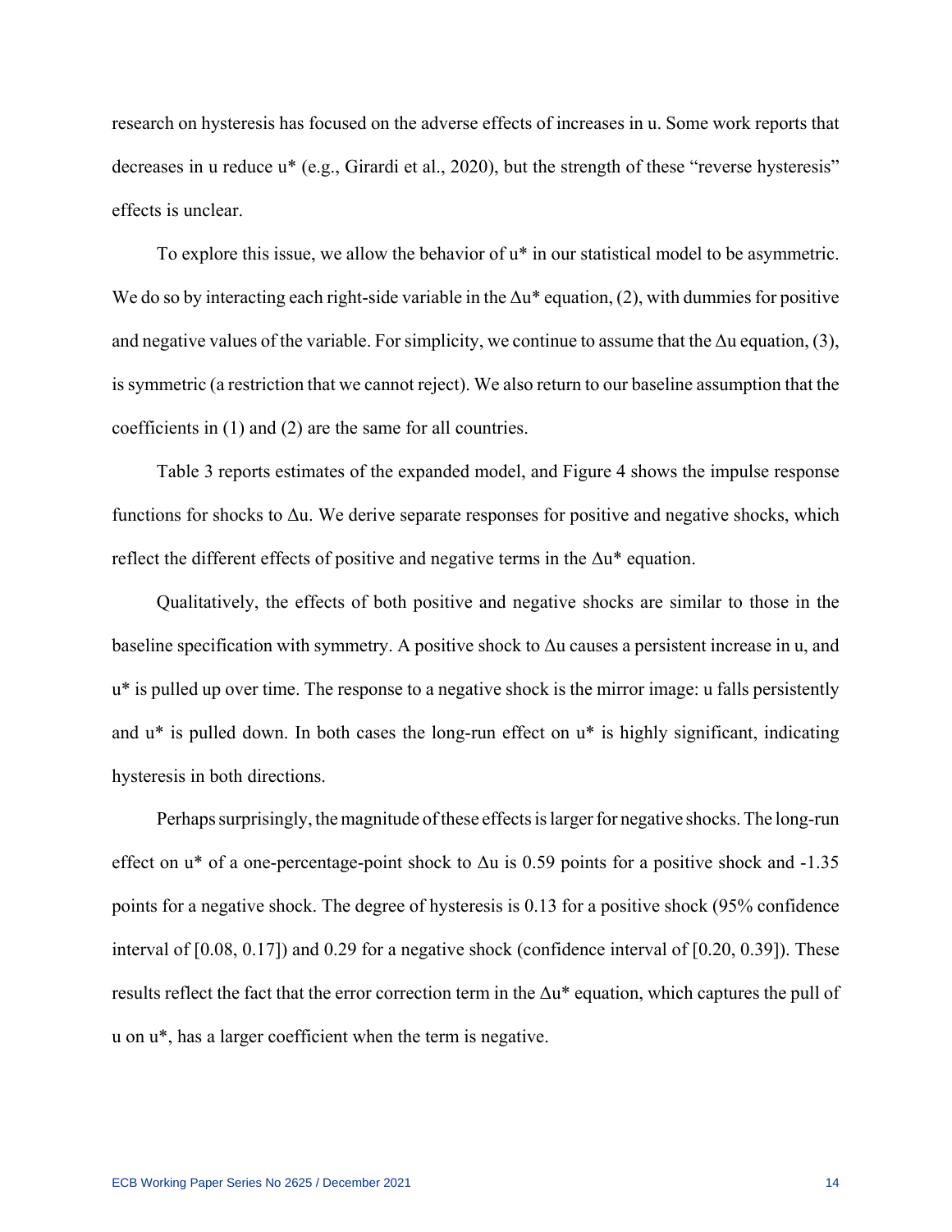research on hysteresis has focused on the adverse effects of increases in u. Some work reports that decreases in u reduce u* (e.g., Girardi et al., 2020), but the strength of these "reverse hysteresis" effects is unclear.

To explore this issue, we allow the behavior of u* in our statistical model to be asymmetric. We do so by interacting each right-side variable in the $\Delta$u* equation, (2), with dummies for positive and negative values of the variable. For simplicity, we continue to assume that the $\Delta$u equation, (3), is symmetric (a restriction that we cannot reject). We also return to our baseline assumption that the coefficients in (1) and (2) are the same for all countries.

Table 3 reports estimates of the expanded model, and Figure 4 shows the impulse response functions for shocks to $\Delta$u. We derive separate responses for positive and negative shocks, which reflect the different effects of positive and negative terms in the $\Delta$u* equation.

Qualitatively, the effects of both positive and negative shocks are similar to those in the baseline specification with symmetry. A positive shock to $\Delta$u causes a persistent increase in u, and u* is pulled up over time. The response to a negative shock is the mirror image: u falls persistently and u* is pulled down. In both cases the long-run effect on u* is highly significant, indicating hysteresis in both directions.

Perhaps surprisingly, the magnitude of these effects is larger for negative shocks. The long-run effect on u* of a one-percentage-point shock to $\Delta$u is 0.59 points for a positive shock and -1.35 points for a negative shock. The degree of hysteresis is 0.13 for a positive shock (95% confidence interval of [0.08, 0.17]) and 0.29 for a negative shock (confidence interval of [0.20, 0.39]). These results reflect the fact that the error correction term in the $\Delta$u* equation, which captures the pull of u on u*, has a larger coefficient when the term is negative.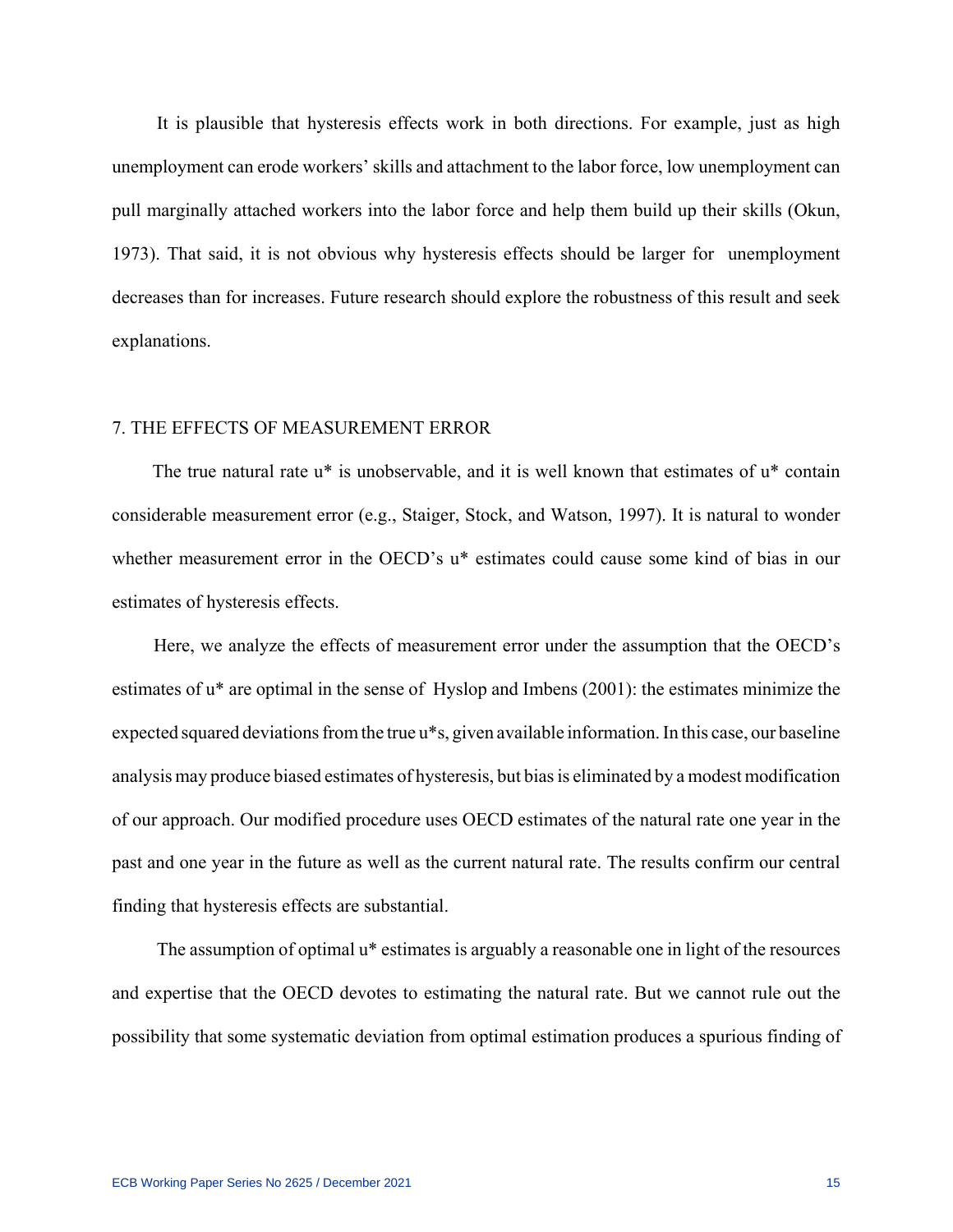It is plausible that hysteresis effects work in both directions. For example, just as high unemployment can erode workers' skills and attachment to the labor force, low unemployment can pull marginally attached workers into the labor force and help them build up their skills (Okun, 1973). That said, it is not obvious why hysteresis effects should be larger for unemployment decreases than for increases. Future research should explore the robustness of this result and seek explanations.

## 7. THE EFFECTS OF MEASUREMENT ERROR

The true natural rate u* is unobservable, and it is well known that estimates of u* contain considerable measurement error (e.g., Staiger, Stock, and Watson, 1997). It is natural to wonder whether measurement error in the OECD's u* estimates could cause some kind of bias in our estimates of hysteresis effects.

Here, we analyze the effects of measurement error under the assumption that the OECD's estimates of u* are optimal in the sense of Hyslop and Imbens (2001): the estimates minimize the expected squared deviations from the true u*s, given available information. In this case, our baseline analysis may produce biased estimates of hysteresis, but bias is eliminated by a modest modification of our approach. Our modified procedure uses OECD estimates of the natural rate one year in the past and one year in the future as well as the current natural rate. The results confirm our central finding that hysteresis effects are substantial.

The assumption of optimal u* estimates is arguably a reasonable one in light of the resources and expertise that the OECD devotes to estimating the natural rate. But we cannot rule out the possibility that some systematic deviation from optimal estimation produces a spurious finding of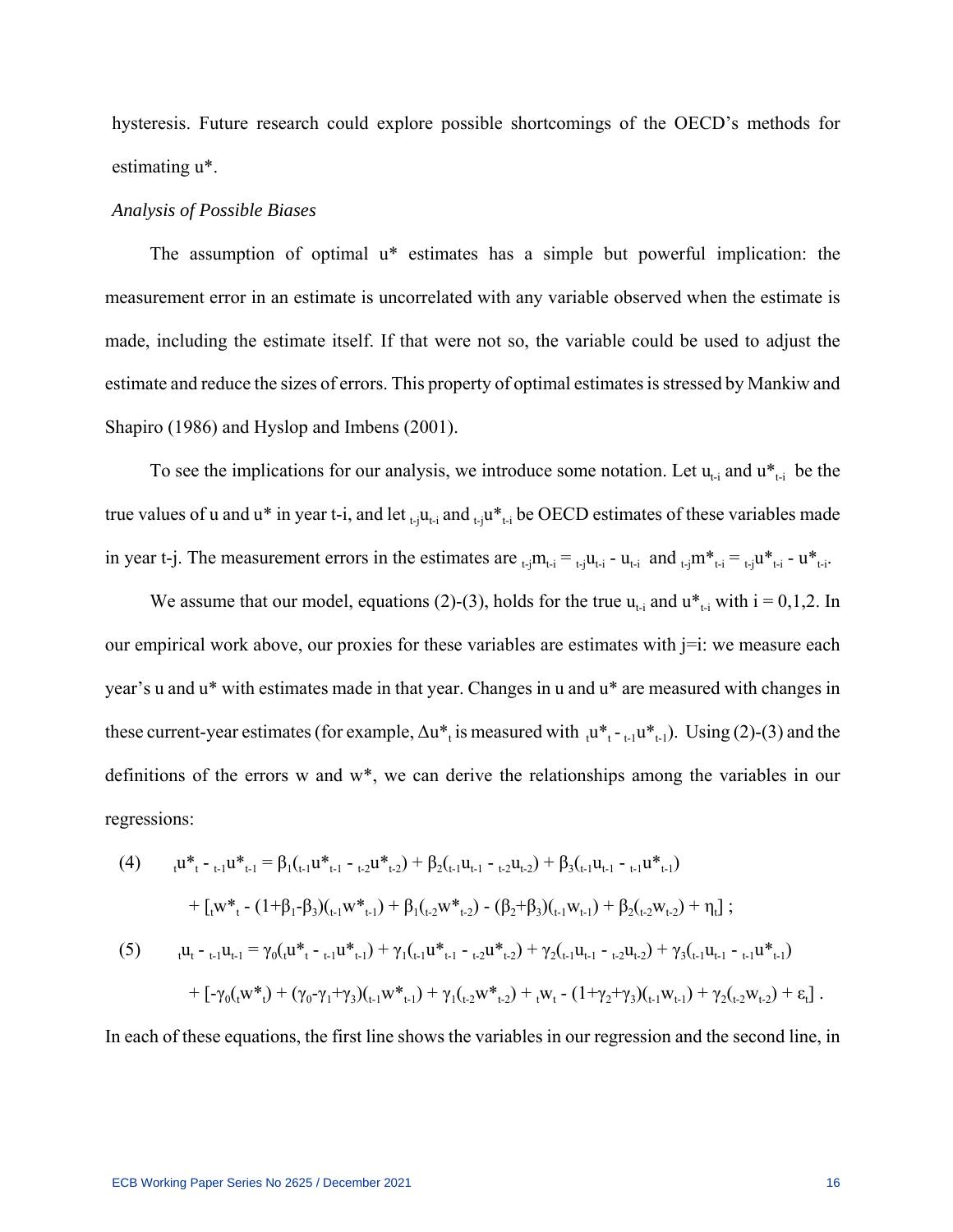hysteresis. Future research could explore possible shortcomings of the OECD's methods for estimating u*.

*Analysis of Possible Biases*

The assumption of optimal u* estimates has a simple but powerful implication: the measurement error in an estimate is uncorrelated with any variable observed when the estimate is made, including the estimate itself. If that were not so, the variable could be used to adjust the estimate and reduce the sizes of errors. This property of optimal estimates is stressed by Mankiw and Shapiro (1986) and Hyslop and Imbens (2001).

To see the implications for our analysis, we introduce some notation. Let $u_{t-i}$ and $u^*_{t-i}$ be the true values of u and u* in year t-i, and let ${}_{t-j}u_{t-i}$ and ${}_{t-j}u^*_{t-i}$ be OECD estimates of these variables made in year t-j. The measurement errors in the estimates are ${}_{t-j}m_{t-i} = {}_{t-j}u_{t-i} - u_{t-i}$ and ${}_{t-j}m^*_{t-i} = {}_{t-j}u^*_{t-i} - u^*_{t-i}$.

We assume that our model, equations (2)-(3), holds for the true $u_{t-i}$ and $u^*_{t-i}$ with i = 0,1,2. In our empirical work above, our proxies for these variables are estimates with j=i: we measure each year's u and u* with estimates made in that year. Changes in u and u* are measured with changes in these current-year estimates (for example, $\Delta u^*_t$ is measured with ${}_tu^*_t - {}_{t-1}u^*_{t-1}$). Using (2)-(3) and the definitions of the errors w and w*, we can derive the relationships among the variables in our regressions:

$$
\begin{aligned}
(4)\qquad {}_tu^*_t - {}_{t-1}u^*_{t-1} &= \beta_1({}_{t-1}u^*_{t-1} - {}_{t-2}u^*_{t-2}) + \beta_2({}_{t-1}u_{t-1} - {}_{t-2}u_{t-2}) + \beta_3({}_{t-1}u_{t-1} - {}_{t-1}u^*_{t-1}) \\
&\quad + [{}_tw^*_t - (1+\beta_1-\beta_3)({}_{t-1}w^*_{t-1}) + \beta_1({}_{t-2}w^*_{t-2}) - (\beta_2+\beta_3)({}_{t-1}w_{t-1}) + \beta_2({}_{t-2}w_{t-2}) + \eta_t]\ ;
\end{aligned}
$$

$$
\begin{aligned}
(5)\qquad {}_tu_t - {}_{t-1}u_{t-1} &= \gamma_0({}_tu^*_t - {}_{t-1}u^*_{t-1}) + \gamma_1({}_{t-1}u^*_{t-1} - {}_{t-2}u^*_{t-2}) + \gamma_2({}_{t-1}u_{t-1} - {}_{t-2}u_{t-2}) + \gamma_3({}_{t-1}u_{t-1} - {}_{t-1}u^*_{t-1}) \\
&\quad + [-\gamma_0({}_tw^*_t) + (\gamma_0-\gamma_1+\gamma_3)({}_{t-1}w^*_{t-1}) + \gamma_1({}_{t-2}w^*_{t-2}) + {}_tw_t - (1+\gamma_2+\gamma_3)({}_{t-1}w_{t-1}) + \gamma_2({}_{t-2}w_{t-2}) + \varepsilon_t]\ .
\end{aligned}
$$

In each of these equations, the first line shows the variables in our regression and the second line, in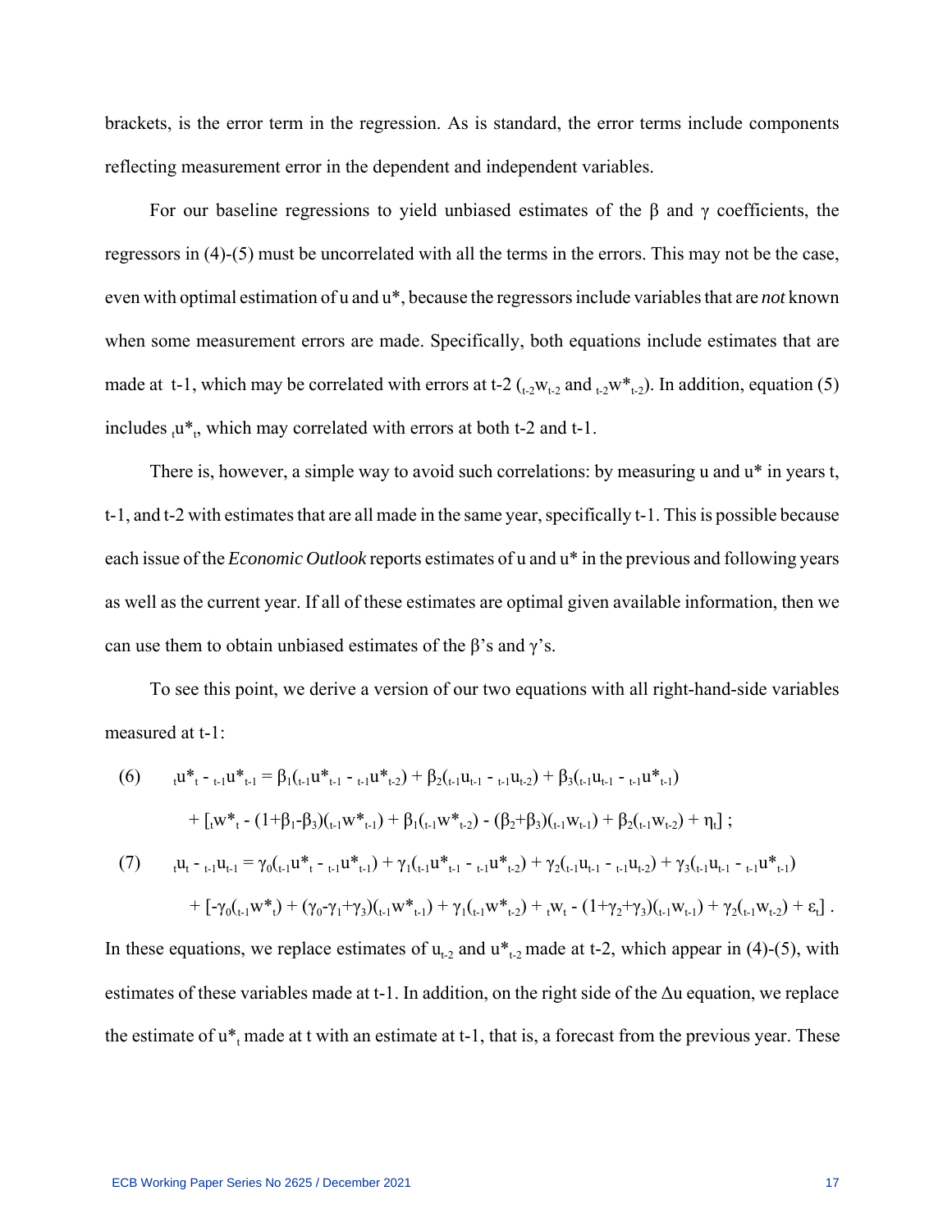brackets, is the error term in the regression. As is standard, the error terms include components reflecting measurement error in the dependent and independent variables.

For our baseline regressions to yield unbiased estimates of the β and γ coefficients, the regressors in (4)-(5) must be uncorrelated with all the terms in the errors. This may not be the case, even with optimal estimation of u and u*, because the regressors include variables that are *not* known when some measurement errors are made. Specifically, both equations include estimates that are made at t-1, which may be correlated with errors at t-2 (${}_{t-2}w_{t-2}$ and ${}_{t-2}w^*_{t-2}$). In addition, equation (5) includes ${}_{t}u^*_{t}$, which may correlated with errors at both t-2 and t-1.

There is, however, a simple way to avoid such correlations: by measuring u and u* in years t, t-1, and t-2 with estimates that are all made in the same year, specifically t-1. This is possible because each issue of the *Economic Outlook* reports estimates of u and u* in the previous and following years as well as the current year. If all of these estimates are optimal given available information, then we can use them to obtain unbiased estimates of the β's and γ's.

To see this point, we derive a version of our two equations with all right-hand-side variables measured at t-1:

$$
\begin{aligned}
(6) \qquad {}_{t}u^*_{t} - {}_{t-1}u^*_{t-1} &= \beta_1({}_{t-1}u^*_{t-1} - {}_{t-1}u^*_{t-2}) + \beta_2({}_{t-1}u_{t-1} - {}_{t-1}u_{t-2}) + \beta_3({}_{t-1}u_{t-1} - {}_{t-1}u^*_{t-1}) \\
&\quad + [{}_{t}w^*_{t} - (1+\beta_1-\beta_3)({}_{t-1}w^*_{t-1}) + \beta_1({}_{t-1}w^*_{t-2}) - (\beta_2+\beta_3)({}_{t-1}w_{t-1}) + \beta_2({}_{t-1}w_{t-2}) + \eta_t]\ ;
\end{aligned}
$$

$$
\begin{aligned}
(7) \qquad {}_{t}u_{t} - {}_{t-1}u_{t-1} &= \gamma_0({}_{t-1}u^*_{t} - {}_{t-1}u^*_{t-1}) + \gamma_1({}_{t-1}u^*_{t-1} - {}_{t-1}u^*_{t-2}) + \gamma_2({}_{t-1}u_{t-1} - {}_{t-1}u_{t-2}) + \gamma_3({}_{t-1}u_{t-1} - {}_{t-1}u^*_{t-1}) \\
&\quad + [-\gamma_0({}_{t-1}w^*_{t}) + (\gamma_0-\gamma_1+\gamma_3)({}_{t-1}w^*_{t-1}) + \gamma_1({}_{t-1}w^*_{t-2}) + {}_{t}w_{t} - (1+\gamma_2+\gamma_3)({}_{t-1}w_{t-1}) + \gamma_2({}_{t-1}w_{t-2}) + \varepsilon_t]\ .
\end{aligned}
$$

In these equations, we replace estimates of $u_{t-2}$ and $u^*_{t-2}$ made at t-2, which appear in (4)-(5), with estimates of these variables made at t-1. In addition, on the right side of the Δu equation, we replace the estimate of $u^*_t$ made at t with an estimate at t-1, that is, a forecast from the previous year. These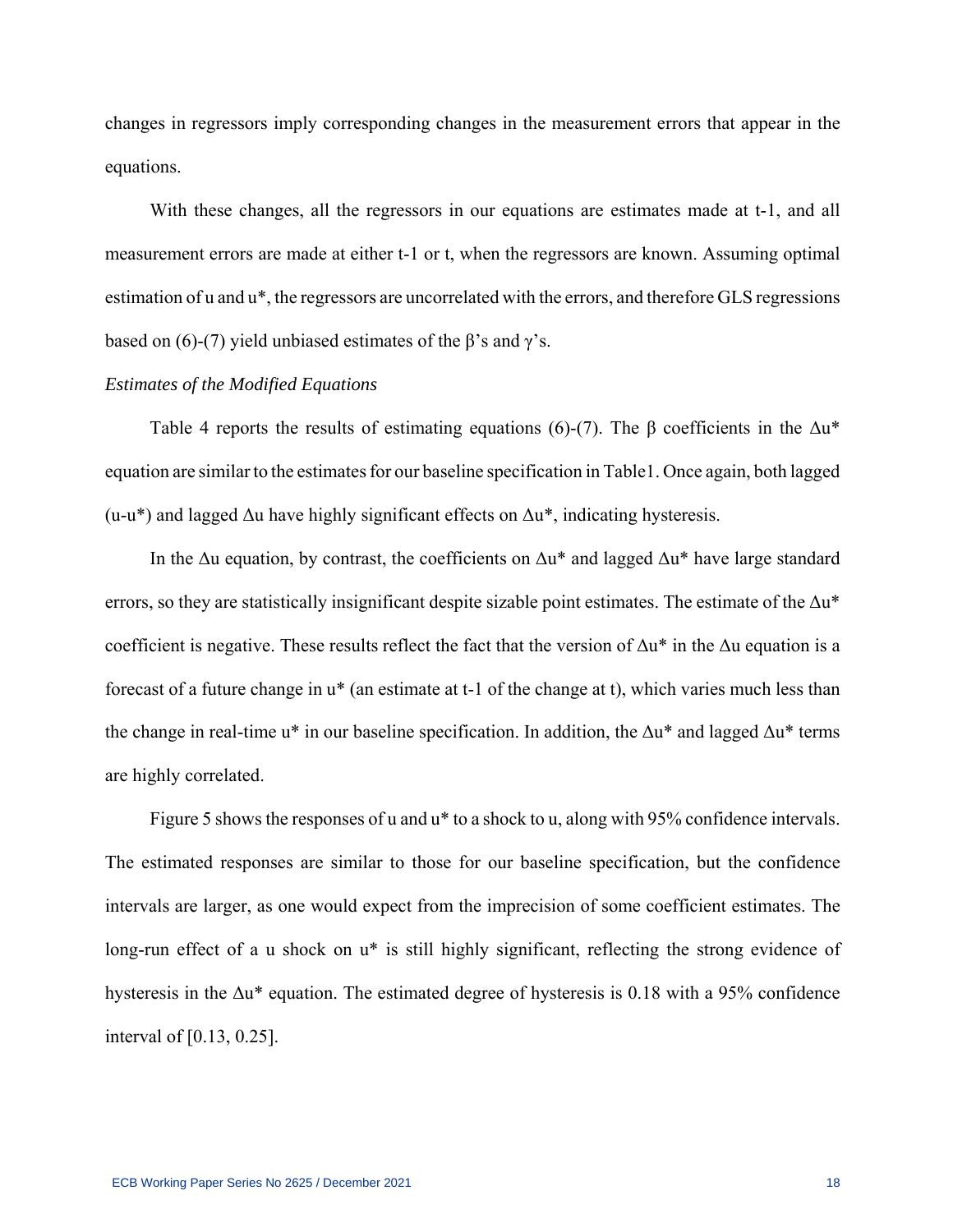changes in regressors imply corresponding changes in the measurement errors that appear in the equations.

With these changes, all the regressors in our equations are estimates made at t-1, and all measurement errors are made at either t-1 or t, when the regressors are known. Assuming optimal estimation of u and u*, the regressors are uncorrelated with the errors, and therefore GLS regressions based on (6)-(7) yield unbiased estimates of the $\beta$'s and $\gamma$'s.

*Estimates of the Modified Equations*

Table 4 reports the results of estimating equations (6)-(7). The $\beta$ coefficients in the $\Delta u^*$ equation are similar to the estimates for our baseline specification in Table1. Once again, both lagged (u-u*) and lagged $\Delta u$ have highly significant effects on $\Delta u^*$, indicating hysteresis.

In the $\Delta u$ equation, by contrast, the coefficients on $\Delta u^*$ and lagged $\Delta u^*$ have large standard errors, so they are statistically insignificant despite sizable point estimates. The estimate of the $\Delta u^*$ coefficient is negative. These results reflect the fact that the version of $\Delta u^*$ in the $\Delta u$ equation is a forecast of a future change in u* (an estimate at t-1 of the change at t), which varies much less than the change in real-time u* in our baseline specification. In addition, the $\Delta u^*$ and lagged $\Delta u^*$ terms are highly correlated.

Figure 5 shows the responses of u and u* to a shock to u, along with 95% confidence intervals. The estimated responses are similar to those for our baseline specification, but the confidence intervals are larger, as one would expect from the imprecision of some coefficient estimates. The long-run effect of a u shock on u* is still highly significant, reflecting the strong evidence of hysteresis in the $\Delta u^*$ equation. The estimated degree of hysteresis is 0.18 with a 95% confidence interval of [0.13, 0.25].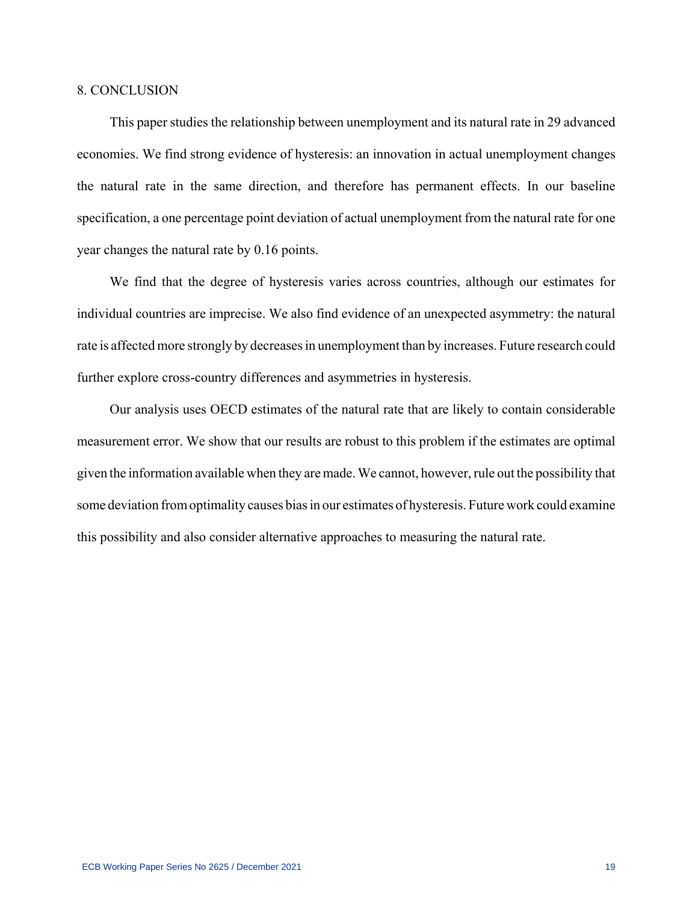## 8. CONCLUSION

This paper studies the relationship between unemployment and its natural rate in 29 advanced economies. We find strong evidence of hysteresis: an innovation in actual unemployment changes the natural rate in the same direction, and therefore has permanent effects. In our baseline specification, a one percentage point deviation of actual unemployment from the natural rate for one year changes the natural rate by 0.16 points.

We find that the degree of hysteresis varies across countries, although our estimates for individual countries are imprecise. We also find evidence of an unexpected asymmetry: the natural rate is affected more strongly by decreases in unemployment than by increases. Future research could further explore cross-country differences and asymmetries in hysteresis.

Our analysis uses OECD estimates of the natural rate that are likely to contain considerable measurement error. We show that our results are robust to this problem if the estimates are optimal given the information available when they are made. We cannot, however, rule out the possibility that some deviation from optimality causes bias in our estimates of hysteresis. Future work could examine this possibility and also consider alternative approaches to measuring the natural rate.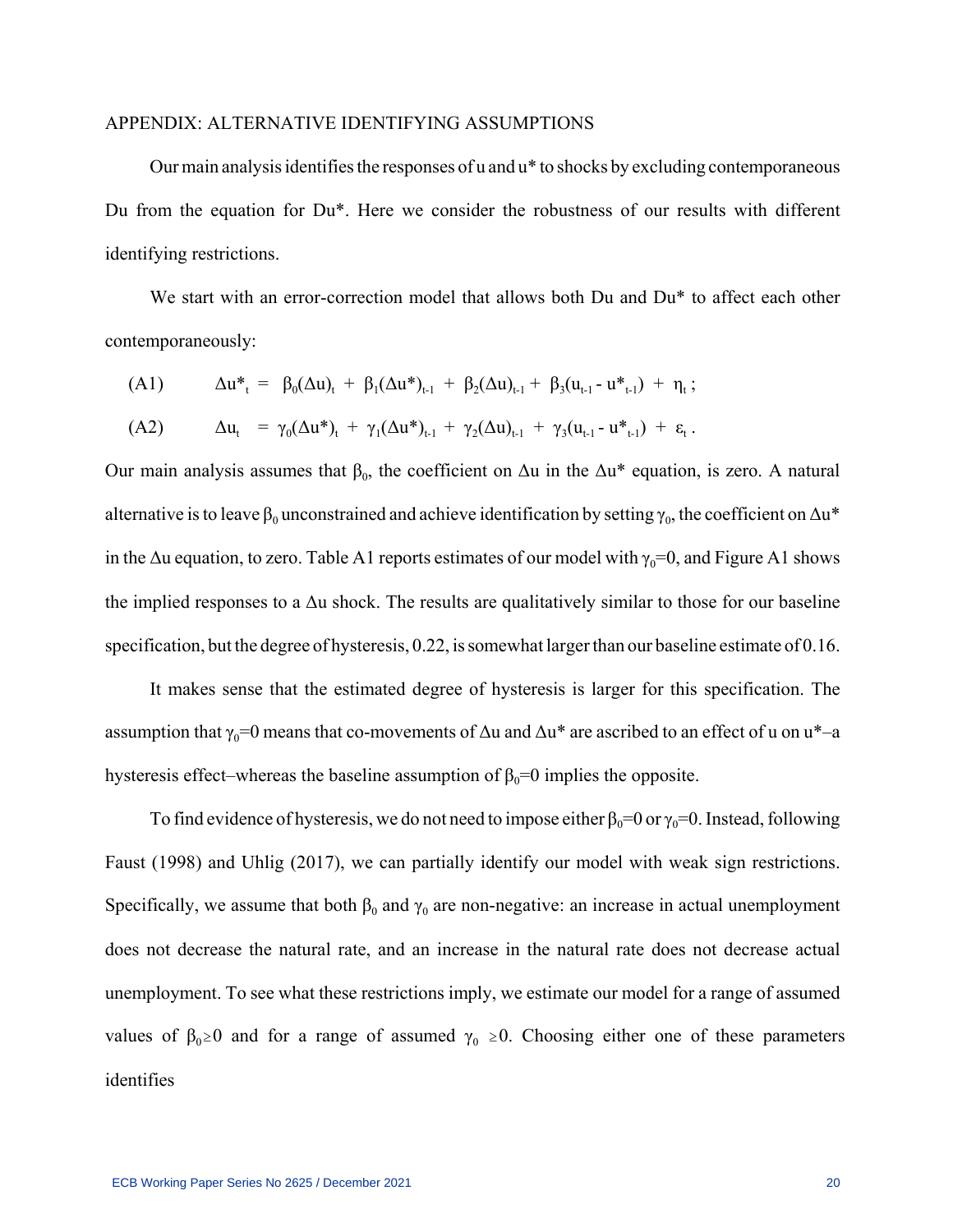## APPENDIX: ALTERNATIVE IDENTIFYING ASSUMPTIONS

Our main analysis identifies the responses of u and u* to shocks by excluding contemporaneous Du from the equation for Du*. Here we consider the robustness of our results with different identifying restrictions.

We start with an error-correction model that allows both Du and Du* to affect each other contemporaneously:

$$\text{(A1)} \qquad \Delta u^*_t = \beta_0(\Delta u)_t + \beta_1(\Delta u^*)_{t-1} + \beta_2(\Delta u)_{t-1} + \beta_3(u_{t-1} - u^*_{t-1}) + \eta_t\,;$$

$$\text{(A2)} \qquad \Delta u_t = \gamma_0(\Delta u^*)_t + \gamma_1(\Delta u^*)_{t-1} + \gamma_2(\Delta u)_{t-1} + \gamma_3(u_{t-1} - u^*_{t-1}) + \varepsilon_t\,.$$

Our main analysis assumes that $\beta_0$, the coefficient on $\Delta u$ in the $\Delta u^*$ equation, is zero. A natural alternative is to leave $\beta_0$ unconstrained and achieve identification by setting $\gamma_0$, the coefficient on $\Delta u^*$ in the $\Delta u$ equation, to zero. Table A1 reports estimates of our model with $\gamma_0=0$, and Figure A1 shows the implied responses to a $\Delta u$ shock. The results are qualitatively similar to those for our baseline specification, but the degree of hysteresis, 0.22, is somewhat larger than our baseline estimate of 0.16.

It makes sense that the estimated degree of hysteresis is larger for this specification. The assumption that $\gamma_0=0$ means that co-movements of $\Delta u$ and $\Delta u^*$ are ascribed to an effect of u on u*–a hysteresis effect–whereas the baseline assumption of $\beta_0=0$ implies the opposite.

To find evidence of hysteresis, we do not need to impose either $\beta_0=0$ or $\gamma_0=0$. Instead, following Faust (1998) and Uhlig (2017), we can partially identify our model with weak sign restrictions. Specifically, we assume that both $\beta_0$ and $\gamma_0$ are non-negative: an increase in actual unemployment does not decrease the natural rate, and an increase in the natural rate does not decrease actual unemployment. To see what these restrictions imply, we estimate our model for a range of assumed values of $\beta_0 \geq 0$ and for a range of assumed $\gamma_0 \geq 0$. Choosing either one of these parameters identifies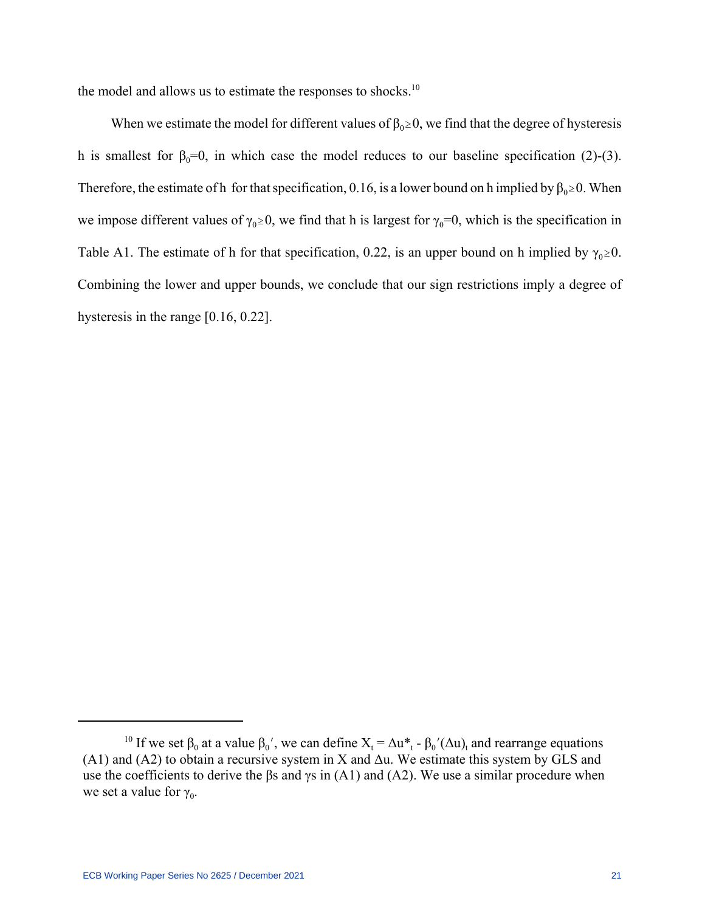the model and allows us to estimate the responses to shocks.[10]

When we estimate the model for different values of $\beta_0 \geq 0$, we find that the degree of hysteresis h is smallest for $\beta_0=0$, in which case the model reduces to our baseline specification (2)-(3). Therefore, the estimate of h for that specification, 0.16, is a lower bound on h implied by $\beta_0 \geq 0$. When we impose different values of $\gamma_0 \geq 0$, we find that h is largest for $\gamma_0=0$, which is the specification in Table A1. The estimate of h for that specification, 0.22, is an upper bound on h implied by $\gamma_0 \geq 0$. Combining the lower and upper bounds, we conclude that our sign restrictions imply a degree of hysteresis in the range [0.16, 0.22].

---

[10] If we set $\beta_0$ at a value $\beta_0'$, we can define $X_t = \Delta u^*_t - \beta_0'(\Delta u)_t$ and rearrange equations (A1) and (A2) to obtain a recursive system in X and $\Delta$u. We estimate this system by GLS and use the coefficients to derive the $\beta$s and $\gamma$s in (A1) and (A2). We use a similar procedure when we set a value for $\gamma_0$.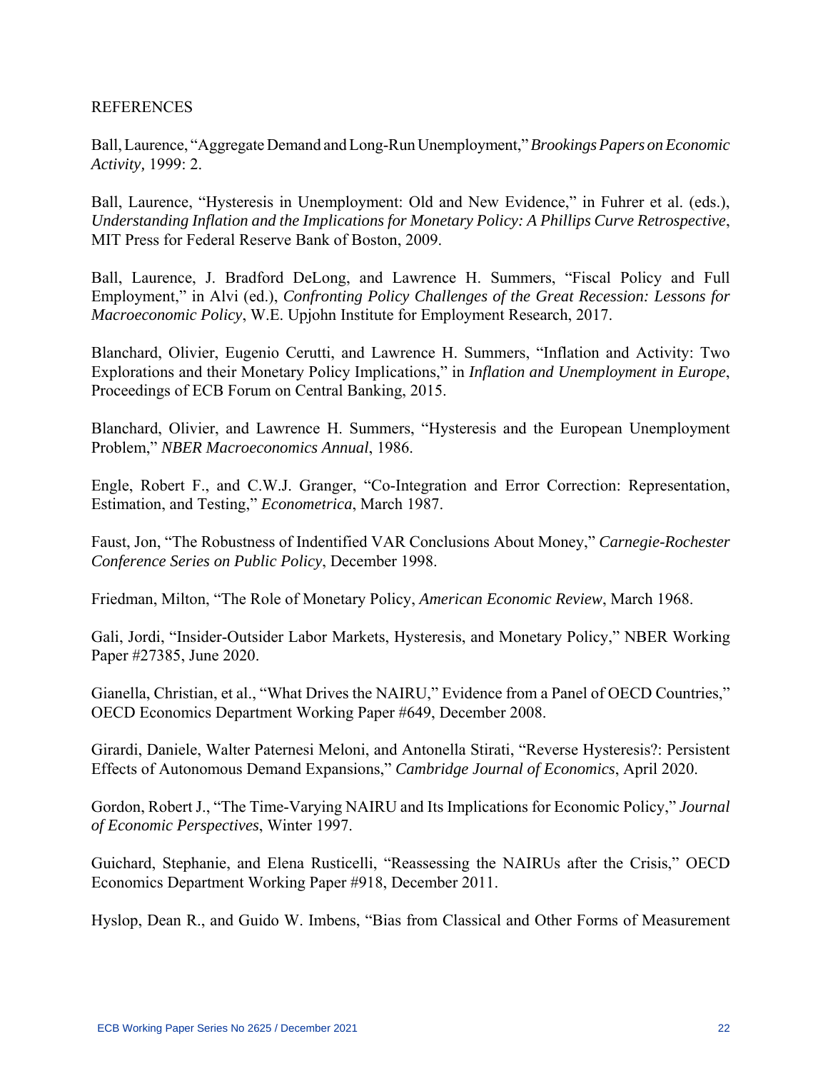REFERENCES

Ball, Laurence, "Aggregate Demand and Long-Run Unemployment," *Brookings Papers on Economic Activity,* 1999: 2.

Ball, Laurence, "Hysteresis in Unemployment: Old and New Evidence," in Fuhrer et al. (eds.), *Understanding Inflation and the Implications for Monetary Policy: A Phillips Curve Retrospective*, MIT Press for Federal Reserve Bank of Boston, 2009.

Ball, Laurence, J. Bradford DeLong, and Lawrence H. Summers, "Fiscal Policy and Full Employment," in Alvi (ed.), *Confronting Policy Challenges of the Great Recession: Lessons for Macroeconomic Policy*, W.E. Upjohn Institute for Employment Research, 2017.

Blanchard, Olivier, Eugenio Cerutti, and Lawrence H. Summers, "Inflation and Activity: Two Explorations and their Monetary Policy Implications," in *Inflation and Unemployment in Europe*, Proceedings of ECB Forum on Central Banking, 2015.

Blanchard, Olivier, and Lawrence H. Summers, "Hysteresis and the European Unemployment Problem," *NBER Macroeconomics Annual*, 1986.

Engle, Robert F., and C.W.J. Granger, "Co-Integration and Error Correction: Representation, Estimation, and Testing," *Econometrica*, March 1987.

Faust, Jon, "The Robustness of Indentified VAR Conclusions About Money," *Carnegie-Rochester Conference Series on Public Policy*, December 1998.

Friedman, Milton, "The Role of Monetary Policy, *American Economic Review*, March 1968.

Gali, Jordi, "Insider-Outsider Labor Markets, Hysteresis, and Monetary Policy," NBER Working Paper #27385, June 2020.

Gianella, Christian, et al., "What Drives the NAIRU," Evidence from a Panel of OECD Countries," OECD Economics Department Working Paper #649, December 2008.

Girardi, Daniele, Walter Paternesi Meloni, and Antonella Stirati, "Reverse Hysteresis?: Persistent Effects of Autonomous Demand Expansions," *Cambridge Journal of Economics*, April 2020.

Gordon, Robert J., "The Time-Varying NAIRU and Its Implications for Economic Policy," *Journal of Economic Perspectives*, Winter 1997.

Guichard, Stephanie, and Elena Rusticelli, "Reassessing the NAIRUs after the Crisis," OECD Economics Department Working Paper #918, December 2011.

Hyslop, Dean R., and Guido W. Imbens, "Bias from Classical and Other Forms of Measurement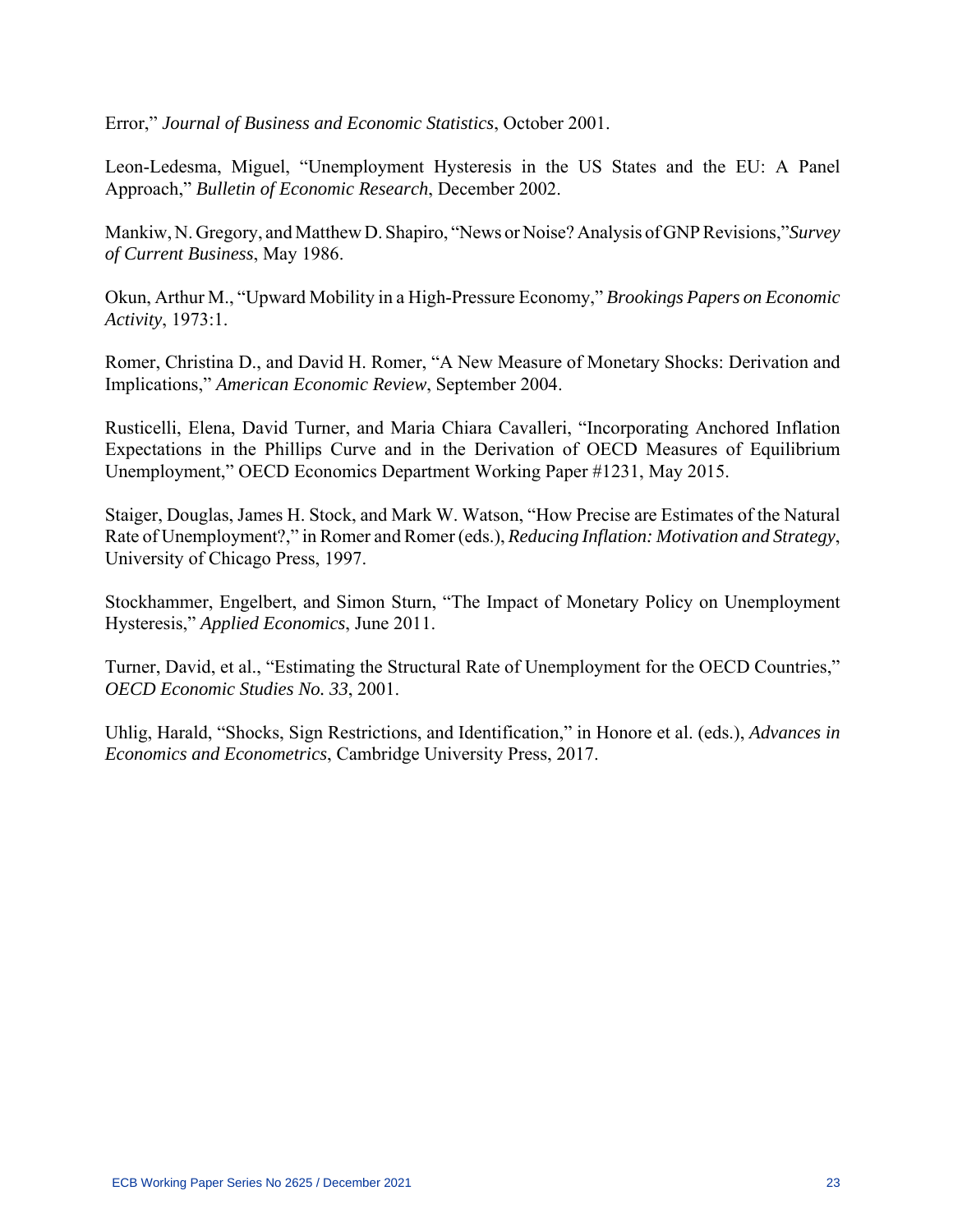Error," *Journal of Business and Economic Statistics*, October 2001.

Leon-Ledesma, Miguel, "Unemployment Hysteresis in the US States and the EU: A Panel Approach," *Bulletin of Economic Research*, December 2002.

Mankiw, N. Gregory, and Matthew D. Shapiro, "News or Noise? Analysis of GNP Revisions,"*Survey of Current Business*, May 1986.

Okun, Arthur M., "Upward Mobility in a High-Pressure Economy," *Brookings Papers on Economic Activity*, 1973:1.

Romer, Christina D., and David H. Romer, "A New Measure of Monetary Shocks: Derivation and Implications," *American Economic Review*, September 2004.

Rusticelli, Elena, David Turner, and Maria Chiara Cavalleri, "Incorporating Anchored Inflation Expectations in the Phillips Curve and in the Derivation of OECD Measures of Equilibrium Unemployment," OECD Economics Department Working Paper #1231, May 2015.

Staiger, Douglas, James H. Stock, and Mark W. Watson, "How Precise are Estimates of the Natural Rate of Unemployment?," in Romer and Romer (eds.), *Reducing Inflation: Motivation and Strategy*, University of Chicago Press, 1997.

Stockhammer, Engelbert, and Simon Sturn, "The Impact of Monetary Policy on Unemployment Hysteresis," *Applied Economics*, June 2011.

Turner, David, et al., "Estimating the Structural Rate of Unemployment for the OECD Countries," *OECD Economic Studies No. 33*, 2001.

Uhlig, Harald, "Shocks, Sign Restrictions, and Identification," in Honore et al. (eds.), *Advances in Economics and Econometrics*, Cambridge University Press, 2017.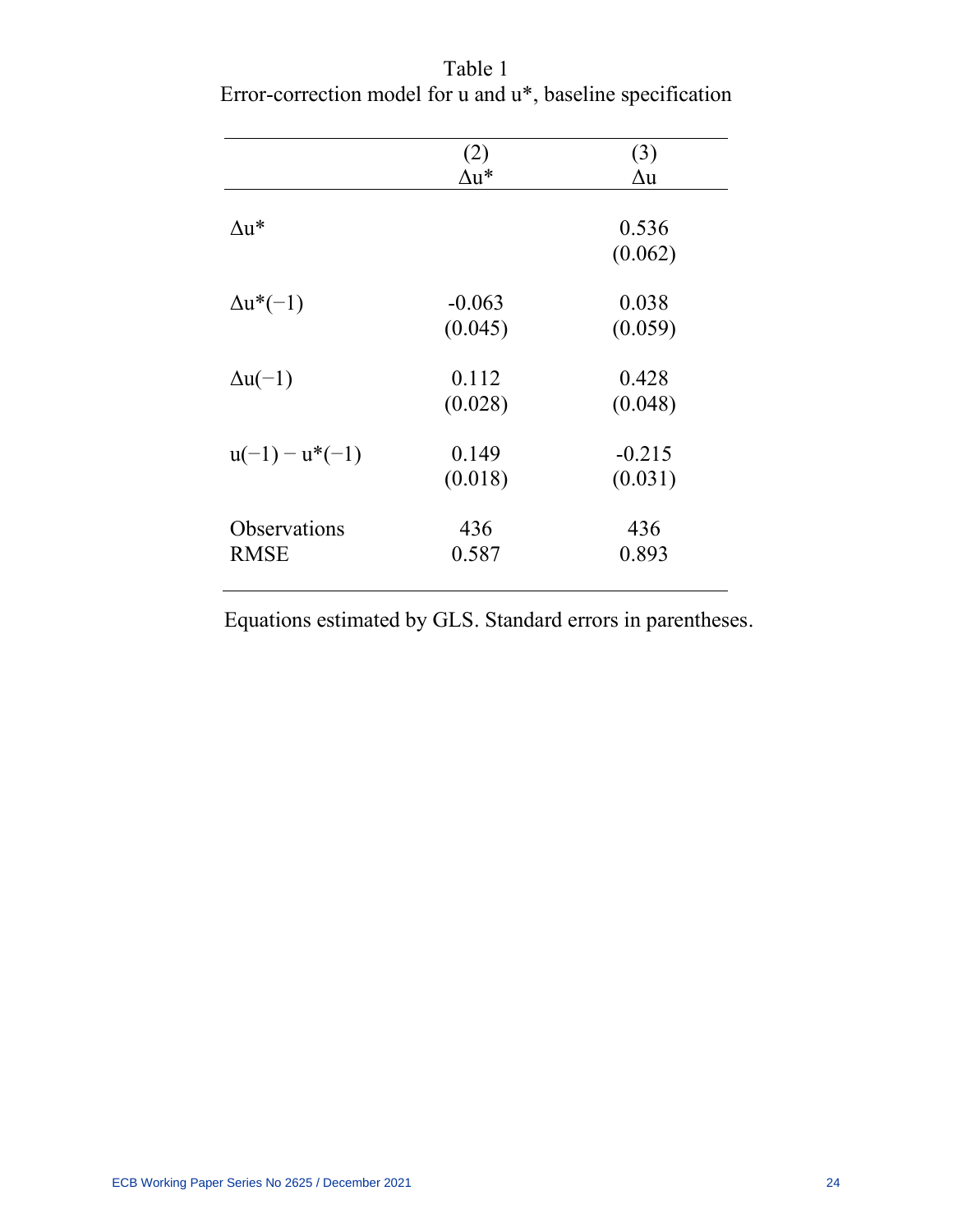Table 1
Error-correction model for u and u*, baseline specification

| | (2) $\Delta u^*$ | (3) $\Delta u$ |
|---|---|---|
| $\Delta u^*$ | | 0.536 |
| | | (0.062) |
| $\Delta u^*(-1)$ | -0.063 | 0.038 |
| | (0.045) | (0.059) |
| $\Delta u(-1)$ | 0.112 | 0.428 |
| | (0.028) | (0.048) |
| $u(-1) - u^*(-1)$ | 0.149 | -0.215 |
| | (0.018) | (0.031) |
| Observations | 436 | 436 |
| RMSE | 0.587 | 0.893 |

Equations estimated by GLS. Standard errors in parentheses.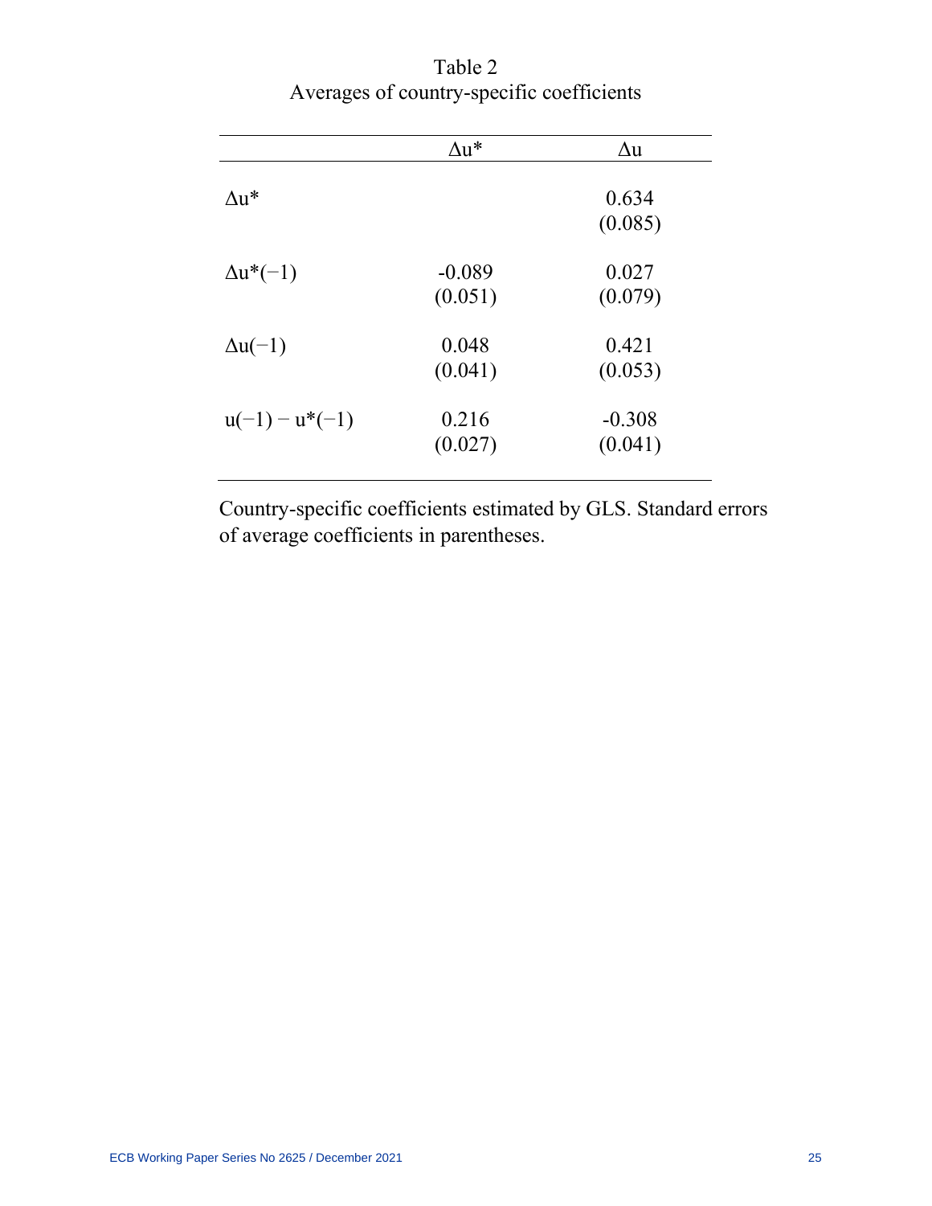Table 2
Averages of country-specific coefficients

| | $\Delta u^*$ | $\Delta u$ |
|---|---|---|
| $\Delta u^*$ | | 0.634 |
| | | (0.085) |
| $\Delta u^*(-1)$ | -0.089 | 0.027 |
| | (0.051) | (0.079) |
| $\Delta u(-1)$ | 0.048 | 0.421 |
| | (0.041) | (0.053) |
| $u(-1) - u^*(-1)$ | 0.216 | -0.308 |
| | (0.027) | (0.041) |

Country-specific coefficients estimated by GLS. Standard errors of average coefficients in parentheses.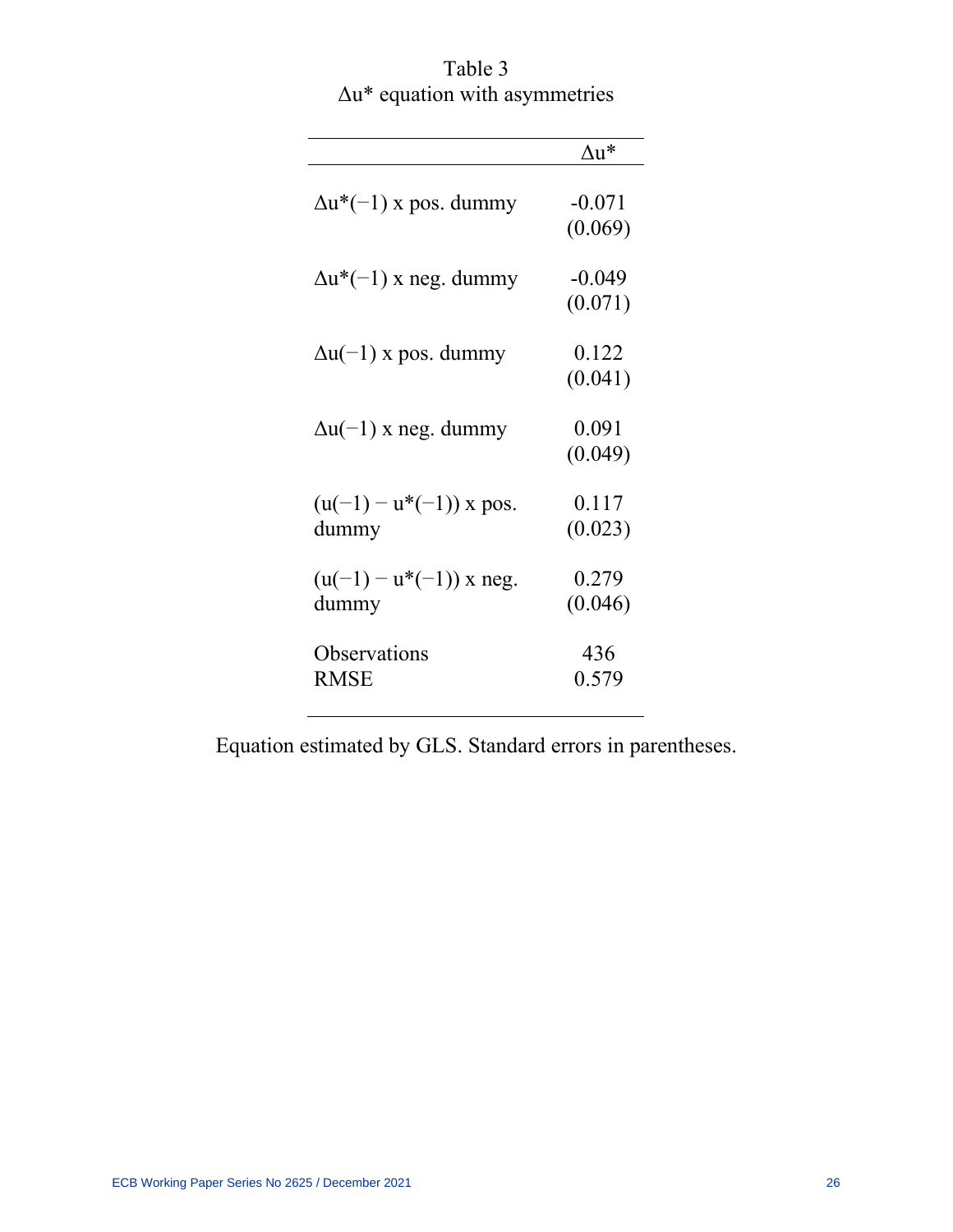Table 3
$\Delta u^*$ equation with asymmetries

| | $\Delta u^*$ |
|---|---|
| $\Delta u^*(-1)$ x pos. dummy | -0.071<br>(0.069) |
| $\Delta u^*(-1)$ x neg. dummy | -0.049<br>(0.071) |
| $\Delta u(-1)$ x pos. dummy | 0.122<br>(0.041) |
| $\Delta u(-1)$ x neg. dummy | 0.091<br>(0.049) |
| $(u(-1) - u^*(-1))$ x pos. dummy | 0.117<br>(0.023) |
| $(u(-1) - u^*(-1))$ x neg. dummy | 0.279<br>(0.046) |
| Observations | 436 |
| RMSE | 0.579 |

Equation estimated by GLS. Standard errors in parentheses.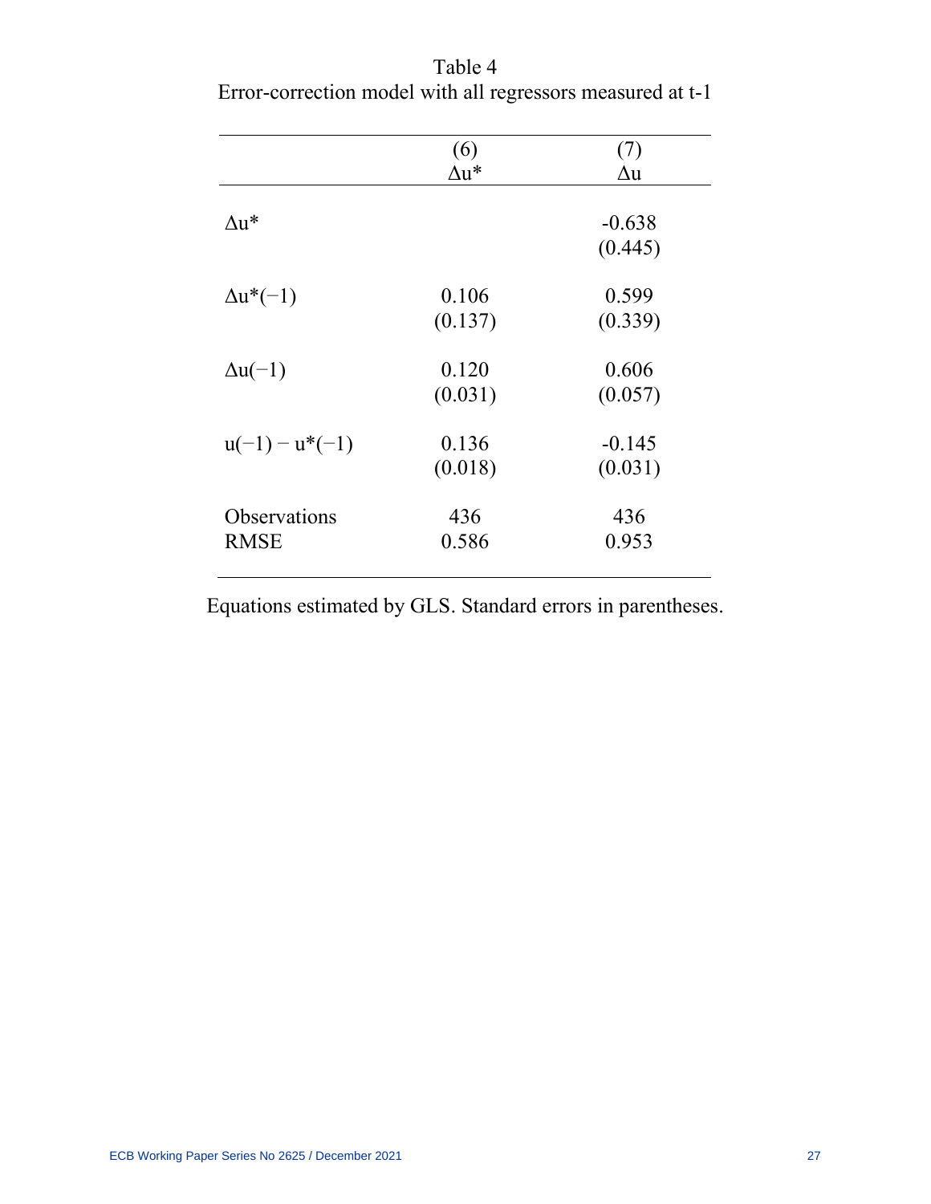Table 4
Error-correction model with all regressors measured at t-1

| | (6) $\Delta u^*$ | (7) $\Delta u$ |
|---|---|---|
| $\Delta u^*$ | | -0.638 (0.445) |
| $\Delta u^*(-1)$ | 0.106 (0.137) | 0.599 (0.339) |
| $\Delta u(-1)$ | 0.120 (0.031) | 0.606 (0.057) |
| $u(-1) - u^*(-1)$ | 0.136 (0.018) | -0.145 (0.031) |
| Observations | 436 | 436 |
| RMSE | 0.586 | 0.953 |

Equations estimated by GLS. Standard errors in parentheses.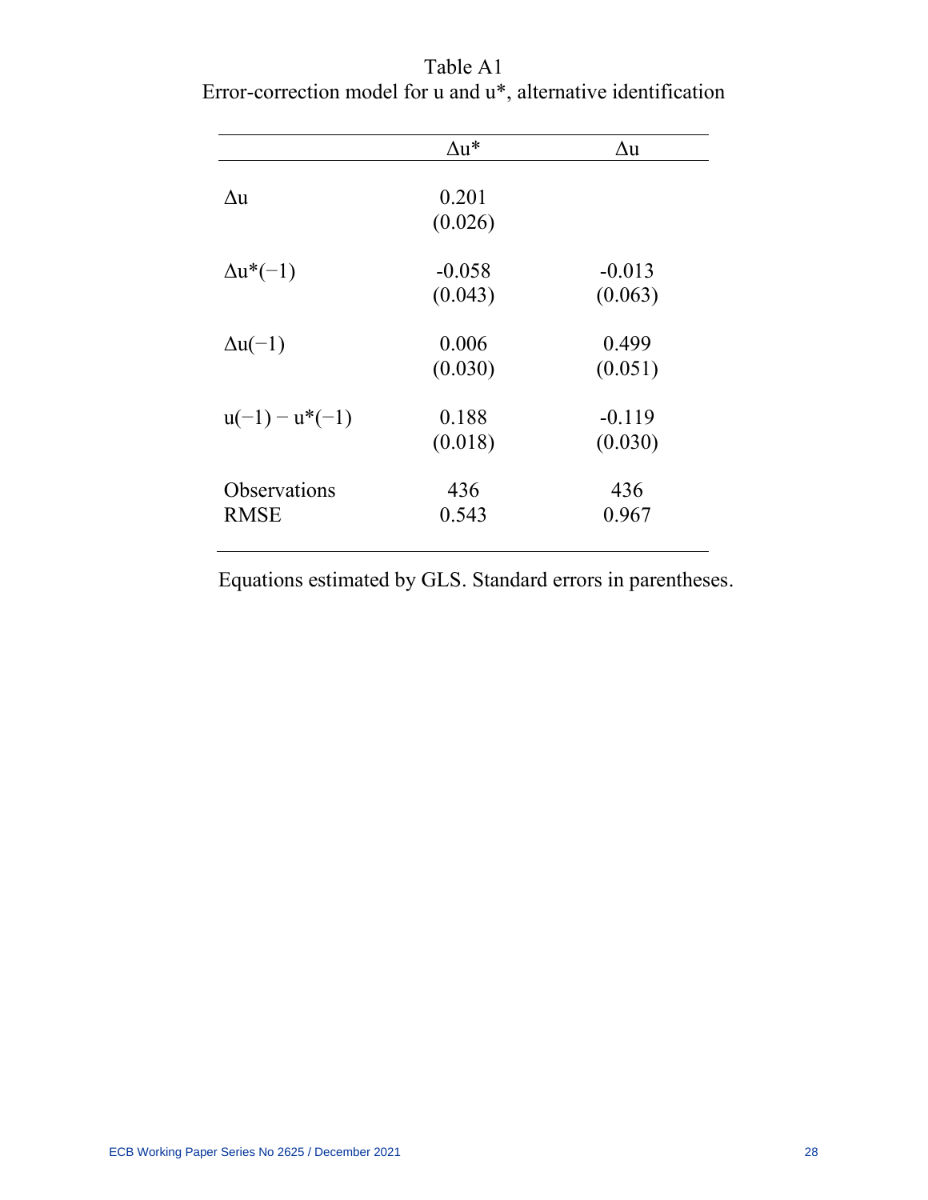Table A1
Error-correction model for u and u*, alternative identification

| | $\Delta u^*$ | $\Delta u$ |
|---|---|---|
| $\Delta u$ | 0.201 | |
| | (0.026) | |
| $\Delta u^*(-1)$ | -0.058 | -0.013 |
| | (0.043) | (0.063) |
| $\Delta u(-1)$ | 0.006 | 0.499 |
| | (0.030) | (0.051) |
| $u(-1) - u^*(-1)$ | 0.188 | -0.119 |
| | (0.018) | (0.030) |
| Observations | 436 | 436 |
| RMSE | 0.543 | 0.967 |

Equations estimated by GLS. Standard errors in parentheses.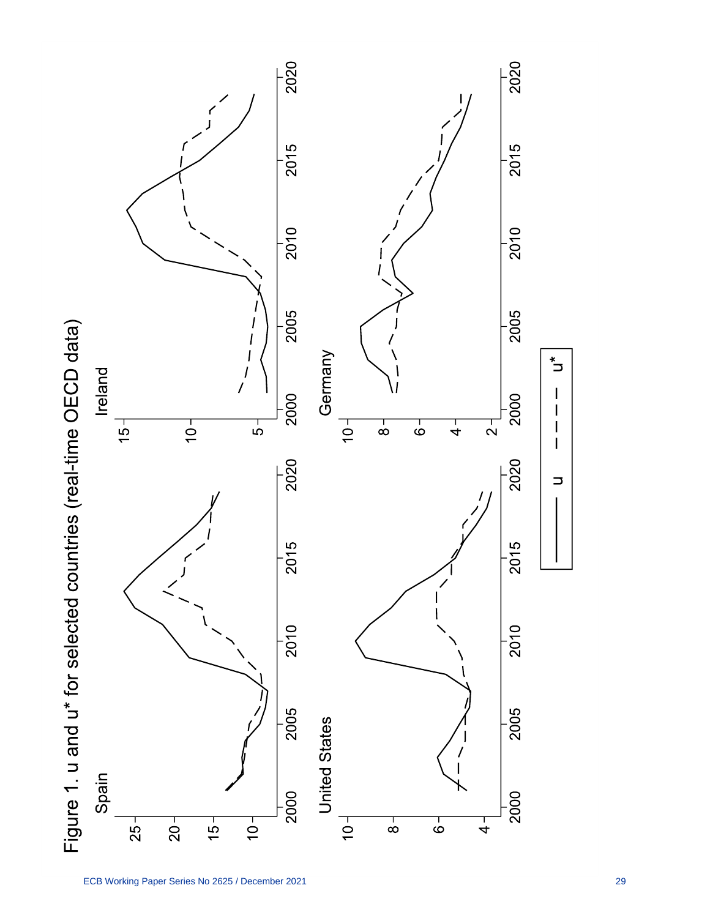Figure 1. u and u* for selected countries (real-time OECD data)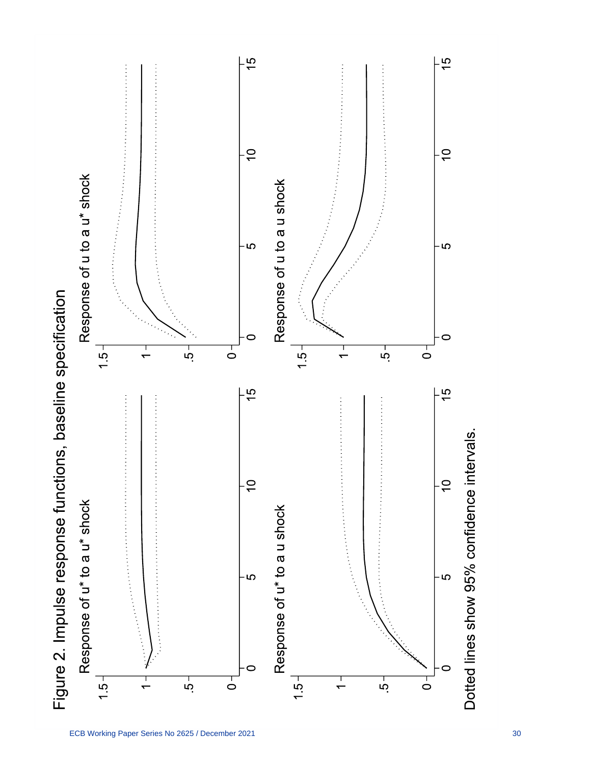Figure 2. Impulse response functions, baseline specification

Response of u* to a u* shock

Response of u to a u* shock

Response of u* to a u shock

Response of u to a u shock

Dotted lines show 95% confidence intervals.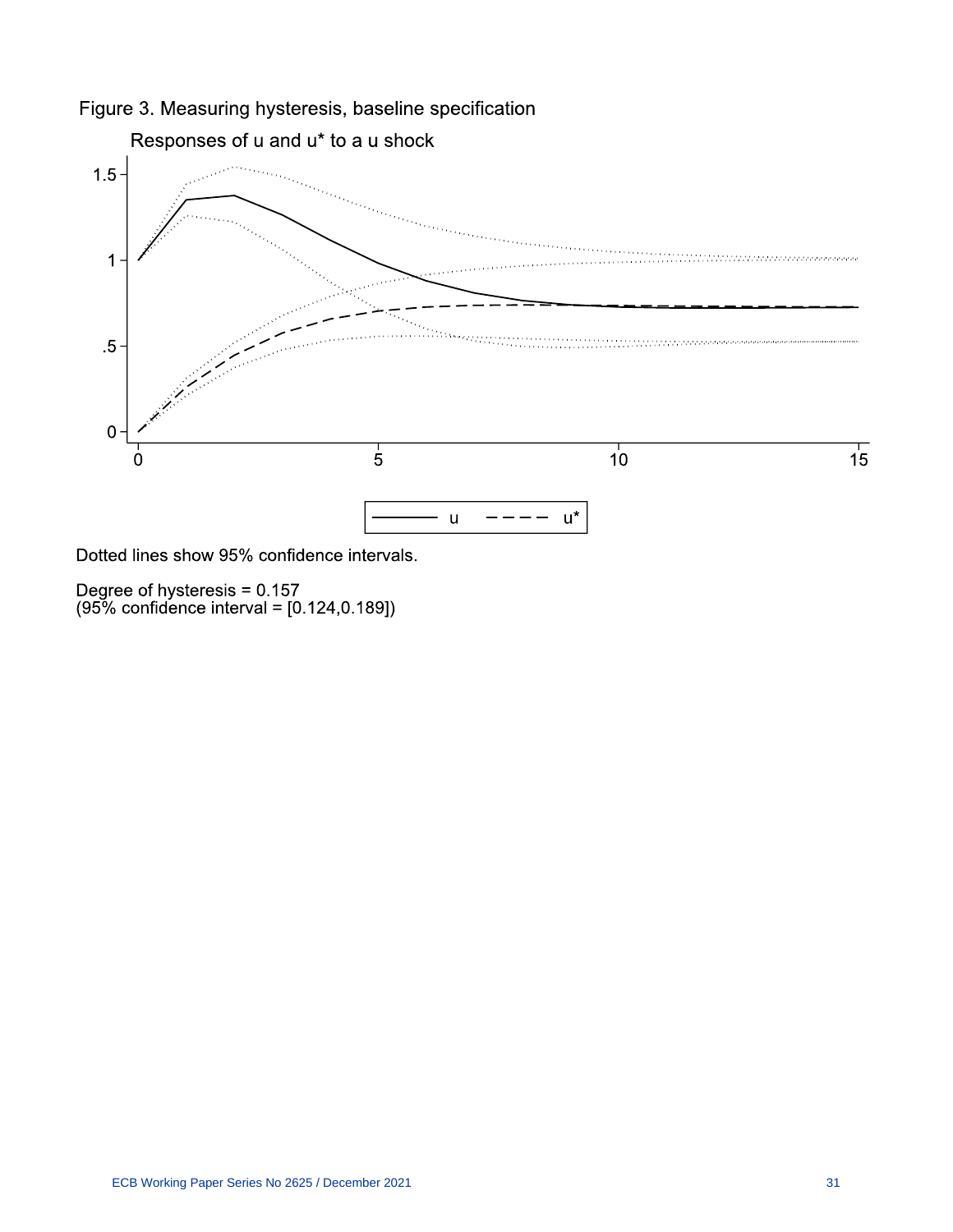Figure 3. Measuring hysteresis, baseline specification

Responses of u and u* to a u shock

Dotted lines show 95% confidence intervals.

Degree of hysteresis = 0.157
(95% confidence interval = [0.124,0.189])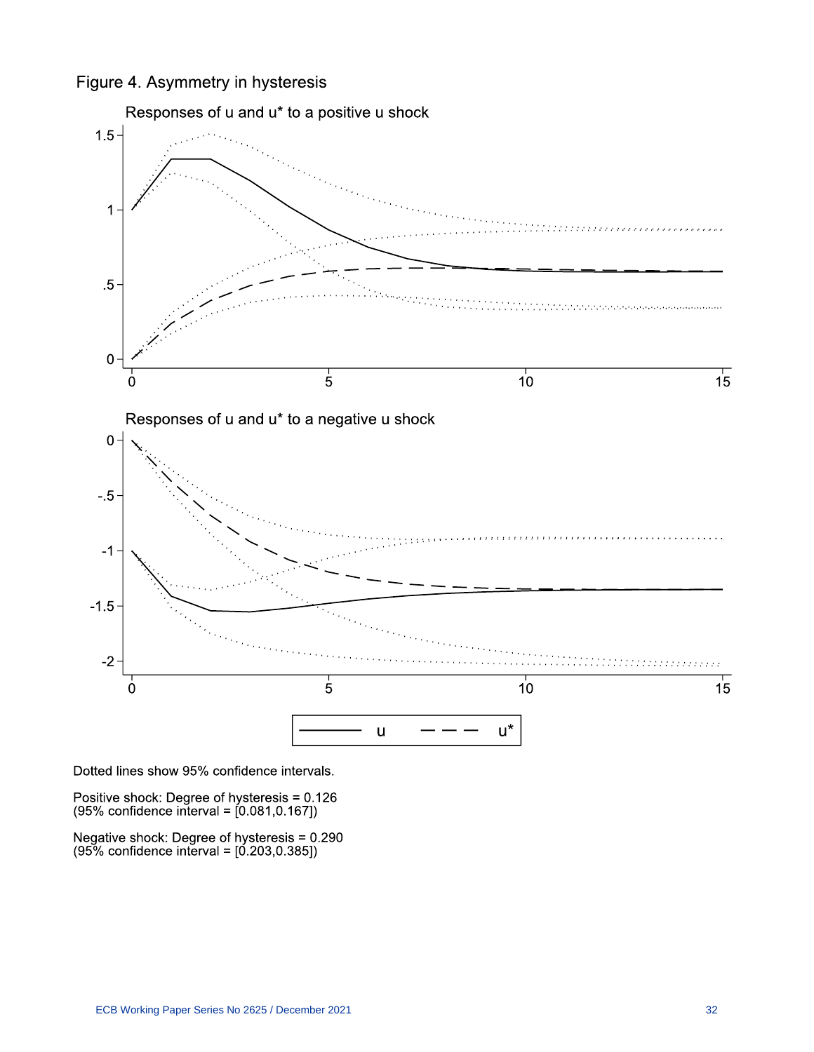Figure 4. Asymmetry in hysteresis

Responses of u and u* to a positive u shock

Responses of u and u* to a negative u shock

Dotted lines show 95% confidence intervals.

Positive shock: Degree of hysteresis = 0.126
(95% confidence interval = [0.081,0.167])

Negative shock: Degree of hysteresis = 0.290
(95% confidence interval = [0.203,0.385])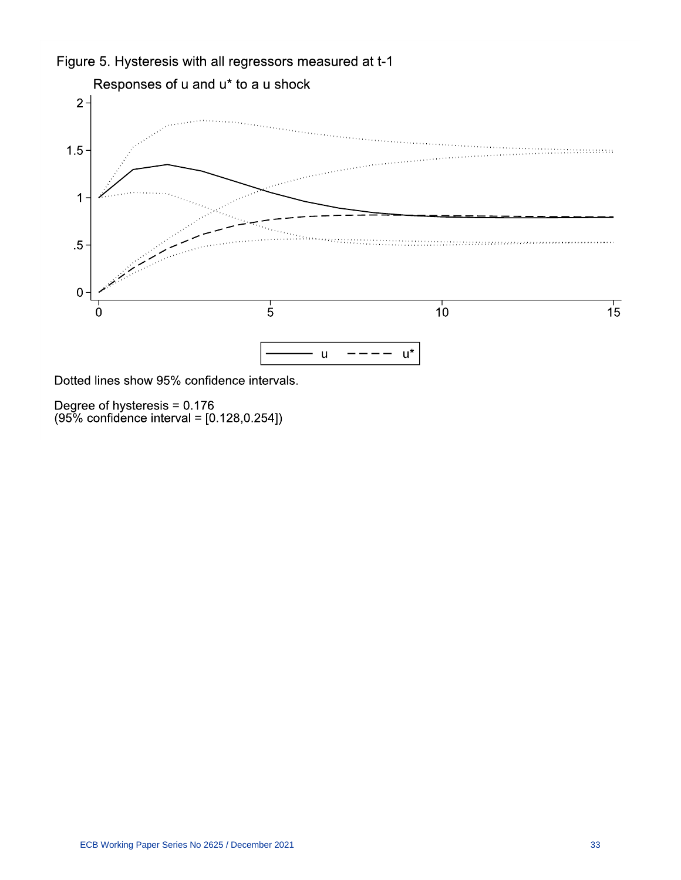Figure 5. Hysteresis with all regressors measured at t-1

Responses of u and u* to a u shock

Dotted lines show 95% confidence intervals.

Degree of hysteresis = 0.176
(95% confidence interval = [0.128,0.254])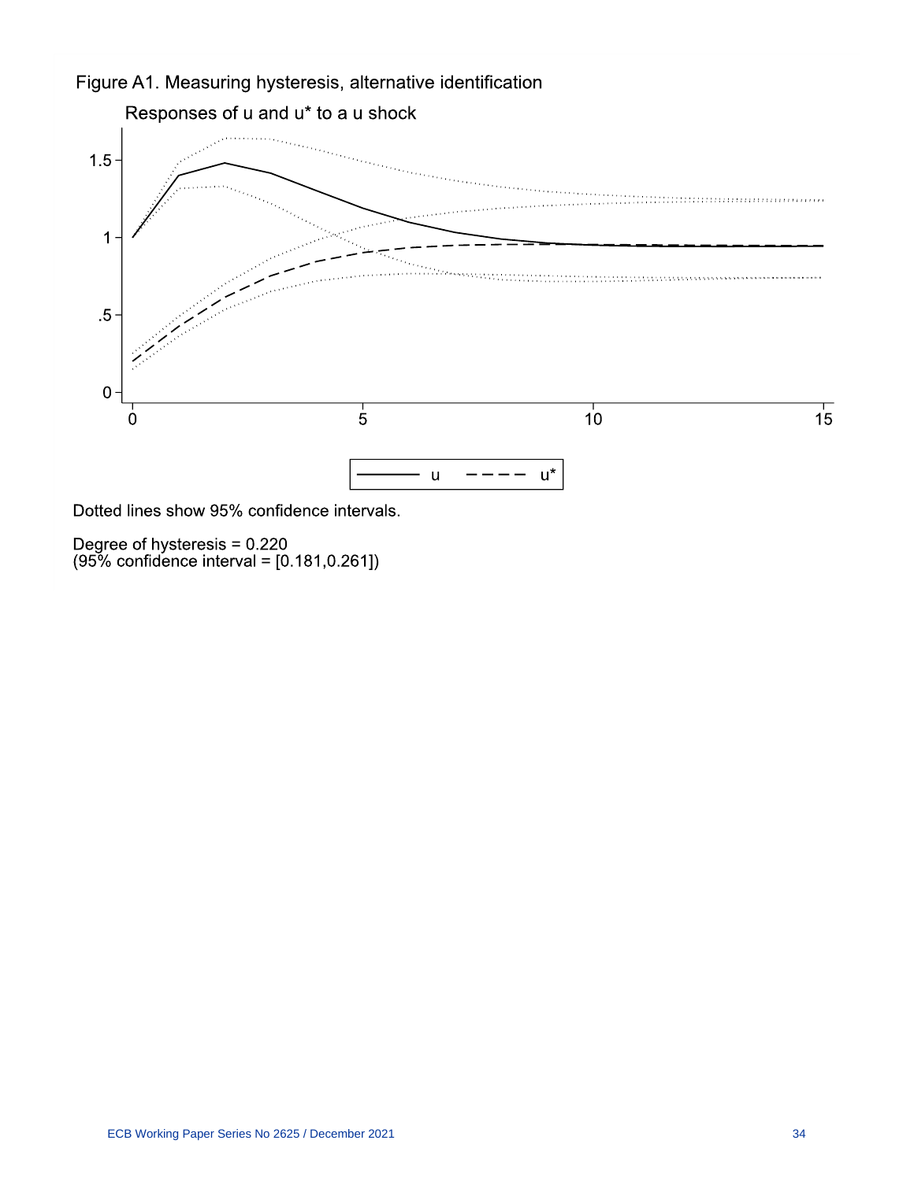Figure A1. Measuring hysteresis, alternative identification

Responses of u and u* to a u shock

Dotted lines show 95% confidence intervals.

Degree of hysteresis = 0.220
(95% confidence interval = [0.181,0.261])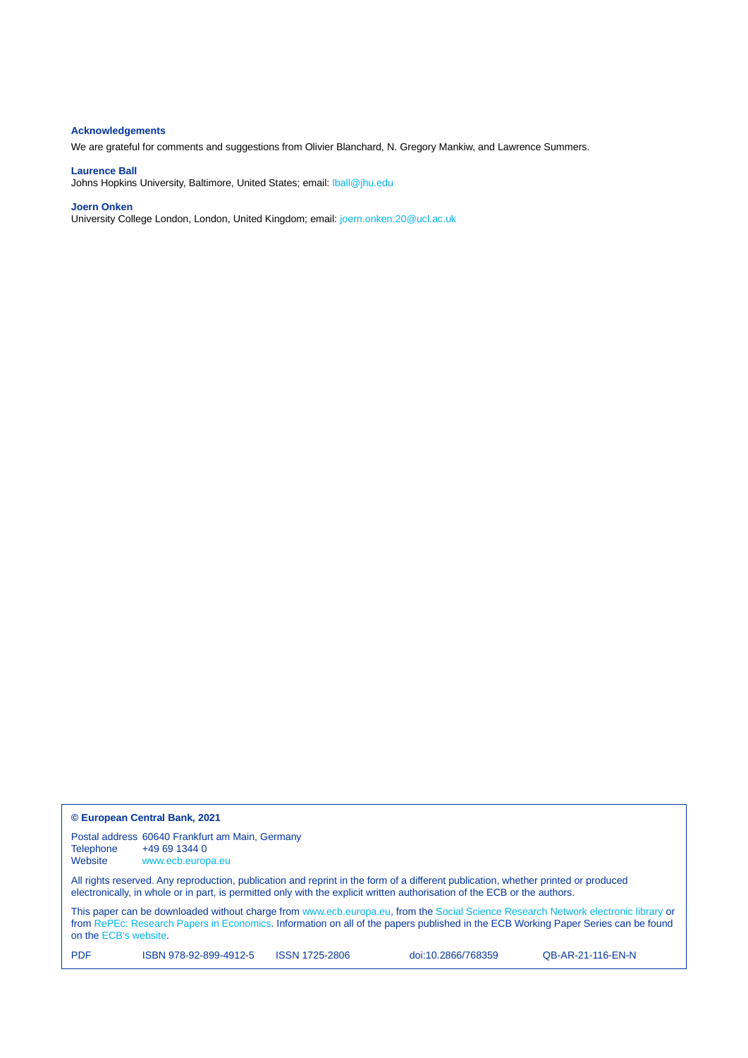**Acknowledgements**

We are grateful for comments and suggestions from Olivier Blanchard, N. Gregory Mankiw, and Lawrence Summers.

**Laurence Ball**
Johns Hopkins University, Baltimore, United States; email: lball@jhu.edu

**Joern Onken**
University College London, London, United Kingdom; email: joern.onken.20@ucl.ac.uk

**© European Central Bank, 2021**

Postal address 60640 Frankfurt am Main, Germany
Telephone +49 69 1344 0
Website www.ecb.europa.eu

All rights reserved. Any reproduction, publication and reprint in the form of a different publication, whether printed or produced electronically, in whole or in part, is permitted only with the explicit written authorisation of the ECB or the authors.

This paper can be downloaded without charge from www.ecb.europa.eu, from the Social Science Research Network electronic library or from RePEc: Research Papers in Economics. Information on all of the papers published in the ECB Working Paper Series can be found on the ECB's website.

| | | | | |
|---|---|---|---|---|
| PDF | ISBN 978-92-899-4912-5 | ISSN 1725-2806 | doi:10.2866/768359 | QB-AR-21-116-EN-N |